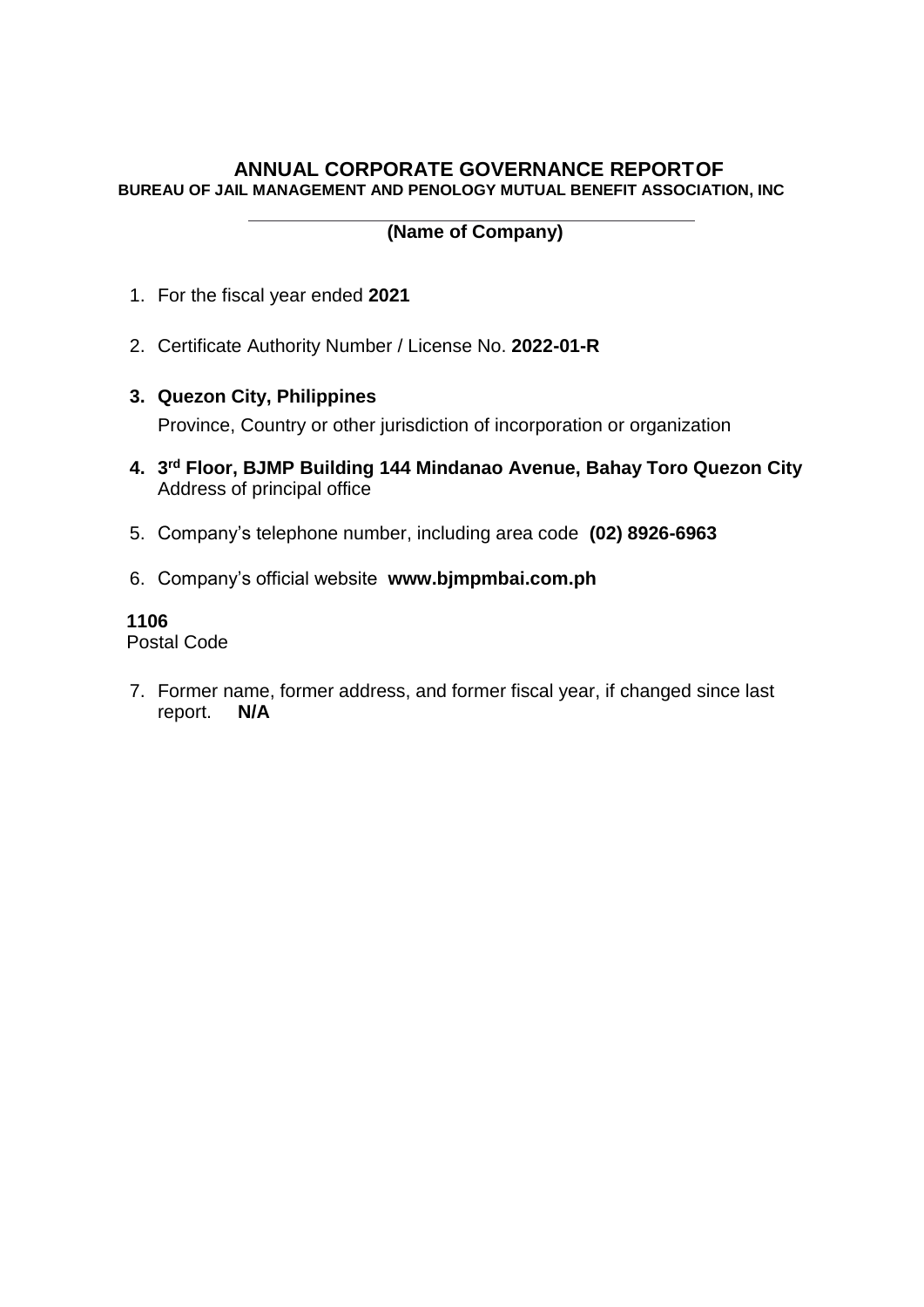# ANNUAL CORPORATE GOVERNANCE REPORTOF
**BUREAU OF JAIL MANAGEMENT AND PENOLOGY MUTUAL BENEFIT ASSOCIATION, INC**

**(Name of Company)**

1. For the fiscal year ended **2021**

2. Certificate Authority Number / License No. **2022-01-R**

3. **Quezon City, Philippines**

   Province, Country or other jurisdiction of incorporation or organization

4. **3rd Floor, BJMP Building 144 Mindanao Avenue, Bahay Toro Quezon City**
   Address of principal office

5. Company's telephone number, including area code **(02) 8926-6963**

6. Company's official website **www.bjmpmbai.com.ph**

**1106**
Postal Code

7. Former name, former address, and former fiscal year, if changed since last report. **N/A**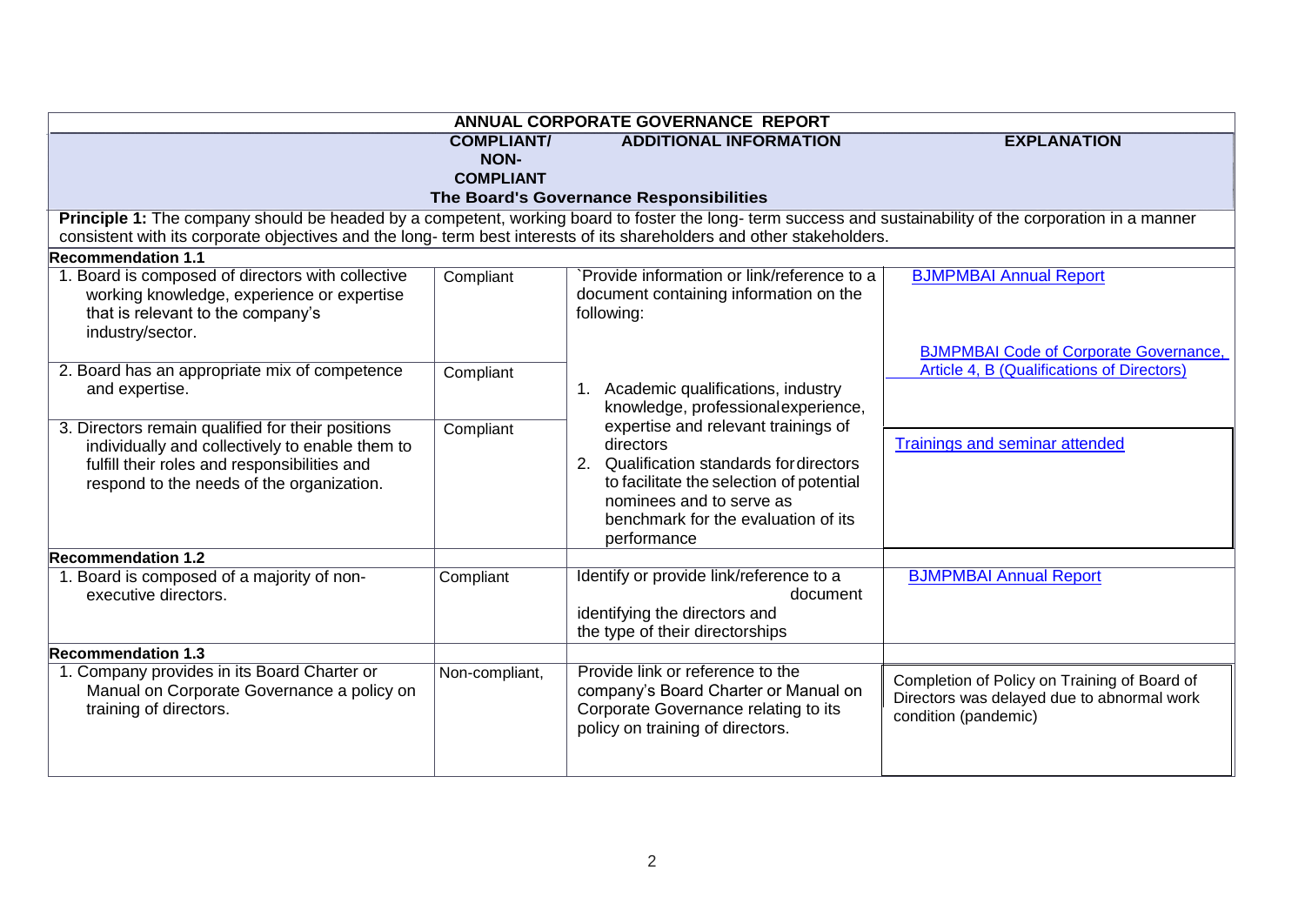| ANNUAL CORPORATE GOVERNANCE REPORT | | | |
|---|---|---|---|
| | **COMPLIANT/ NON-COMPLIANT** | **ADDITIONAL INFORMATION** | **EXPLANATION** |
| **The Board's Governance Responsibilities** | | | |
| **Principle 1:** The company should be headed by a competent, working board to foster the long- term success and sustainability of the corporation in a manner consistent with its corporate objectives and the long- term best interests of its shareholders and other stakeholders. | | | |
| **Recommendation 1.1** | | | |
| 1. Board is composed of directors with collective working knowledge, experience or expertise that is relevant to the company's industry/sector. | Compliant | `Provide information or link/reference to a document containing information on the following: 1. Academic qualifications, industry knowledge, professional experience, expertise and relevant trainings of directors 2. Qualification standards for directors to facilitate the selection of potential nominees and to serve as benchmark for the evaluation of its performance | BJMPMBAI Annual Report<br><br>BJMPMBAI Code of Corporate Governance, Article 4, B (Qualifications of Directors) |
| 2. Board has an appropriate mix of competence and expertise. | Compliant | | |
| 3. Directors remain qualified for their positions individually and collectively to enable them to fulfill their roles and responsibilities and respond to the needs of the organization. | Compliant | | Trainings and seminar attended |
| **Recommendation 1.2** | | | |
| 1. Board is composed of a majority of non-executive directors. | Compliant | Identify or provide link/reference to a document identifying the directors and the type of their directorships | BJMPMBAI Annual Report |
| **Recommendation 1.3** | | | |
| 1. Company provides in its Board Charter or Manual on Corporate Governance a policy on training of directors. | Non-compliant, | Provide link or reference to the company's Board Charter or Manual on Corporate Governance relating to its policy on training of directors. | Completion of Policy on Training of Board of Directors was delayed due to abnormal work condition (pandemic) |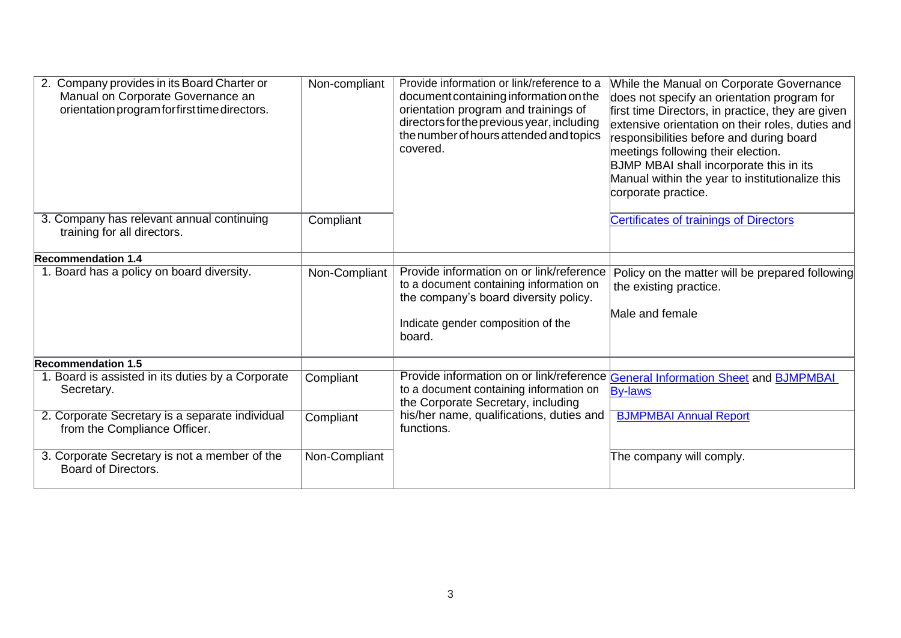| | | | |
|---|---|---|---|
| 2. Company provides in its Board Charter or Manual on Corporate Governance an orientation program for first time directors. | Non-compliant | Provide information or link/reference to a document containing information on the orientation program and trainings of directors for the previous year, including the number of hours attended and topics covered. | While the Manual on Corporate Governance does not specify an orientation program for first time Directors, in practice, they are given extensive orientation on their roles, duties and responsibilities before and during board meetings following their election. BJMP MBAI shall incorporate this in its Manual within the year to institutionalize this corporate practice. |
| 3. Company has relevant annual continuing training for all directors. | Compliant | | Certificates of trainings of Directors |
| **Recommendation 1.4** | | | |
| 1. Board has a policy on board diversity. | Non-Compliant | Provide information on or link/reference to a document containing information on the company's board diversity policy.<br><br>Indicate gender composition of the board. | Policy on the matter will be prepared following the existing practice.<br><br>Male and female |
| **Recommendation 1.5** | | | |
| 1. Board is assisted in its duties by a Corporate Secretary. | Compliant | Provide information on or link/reference to a document containing information on the Corporate Secretary, including his/her name, qualifications, duties and functions. | General Information Sheet and BJMPMBAI By-laws |
| 2. Corporate Secretary is a separate individual from the Compliance Officer. | Compliant | | BJMPMBAI Annual Report |
| 3. Corporate Secretary is not a member of the Board of Directors. | Non-Compliant | | The company will comply. |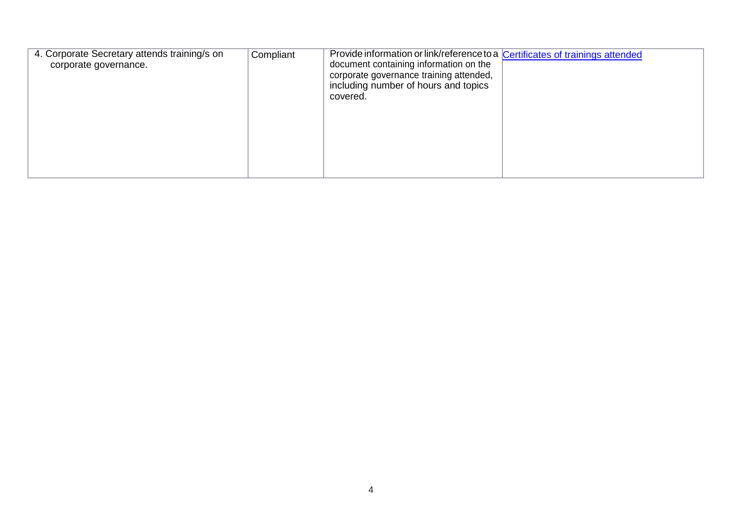| | | | |
|---|---|---|---|
| 4. Corporate Secretary attends training/s on corporate governance. | Compliant | Provide information or link/reference to a document containing information on the corporate governance training attended, including number of hours and topics covered. | Certificates of trainings attended |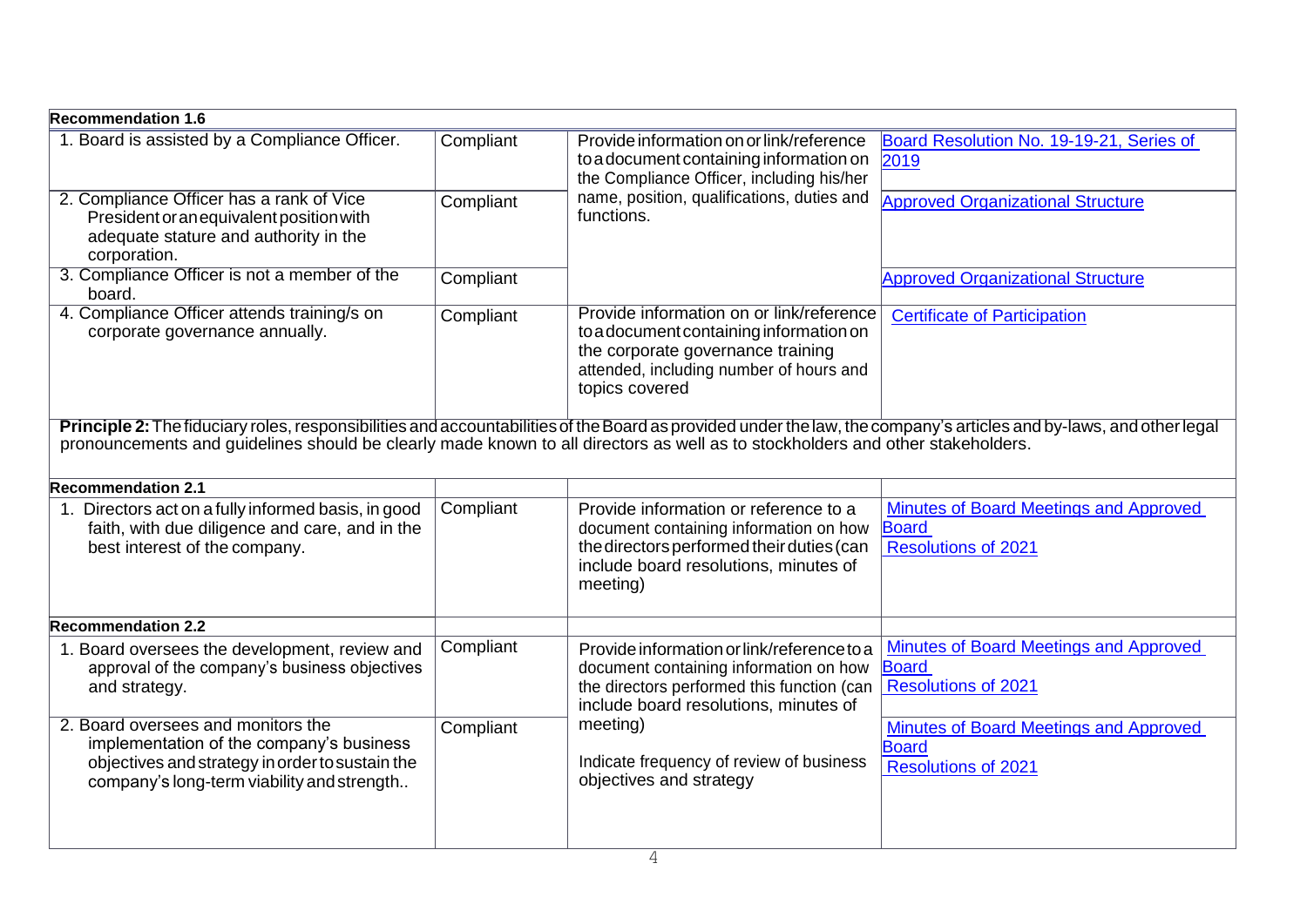| **Recommendation 1.6** | | | |
|---|---|---|---|
| 1. Board is assisted by a Compliance Officer. | Compliant | Provide information on or link/reference to a document containing information on the Compliance Officer, including his/her name, position, qualifications, duties and functions. | Board Resolution No. 19-19-21, Series of 2019 |
| 2. Compliance Officer has a rank of Vice President or an equivalent position with adequate stature and authority in the corporation. | Compliant | | Approved Organizational Structure |
| 3. Compliance Officer is not a member of the board. | Compliant | | Approved Organizational Structure |
| 4. Compliance Officer attends training/s on corporate governance annually. | Compliant | Provide information on or link/reference to a document containing information on the corporate governance training attended, including number of hours and topics covered | Certificate of Participation |

**Principle 2:** The fiduciary roles, responsibilities and accountabilities of the Board as provided under the law, the company's articles and by-laws, and other legal pronouncements and guidelines should be clearly made known to all directors as well as to stockholders and other stakeholders.

| **Recommendation 2.1** | | | |
|---|---|---|---|
| 1. Directors act on a fully informed basis, in good faith, with due diligence and care, and in the best interest of the company. | Compliant | Provide information or reference to a document containing information on how the directors performed their duties (can include board resolutions, minutes of meeting) | Minutes of Board Meetings and Approved Board Resolutions of 2021 |
| **Recommendation 2.2** | | | |
| 1. Board oversees the development, review and approval of the company's business objectives and strategy. | Compliant | Provide information or link/reference to a document containing information on how the directors performed this function (can include board resolutions, minutes of meeting)<br><br>Indicate frequency of review of business objectives and strategy | Minutes of Board Meetings and Approved Board Resolutions of 2021 |
| 2. Board oversees and monitors the implementation of the company's business objectives and strategy in order to sustain the company's long-term viability and strength.. | Compliant | | Minutes of Board Meetings and Approved Board Resolutions of 2021 |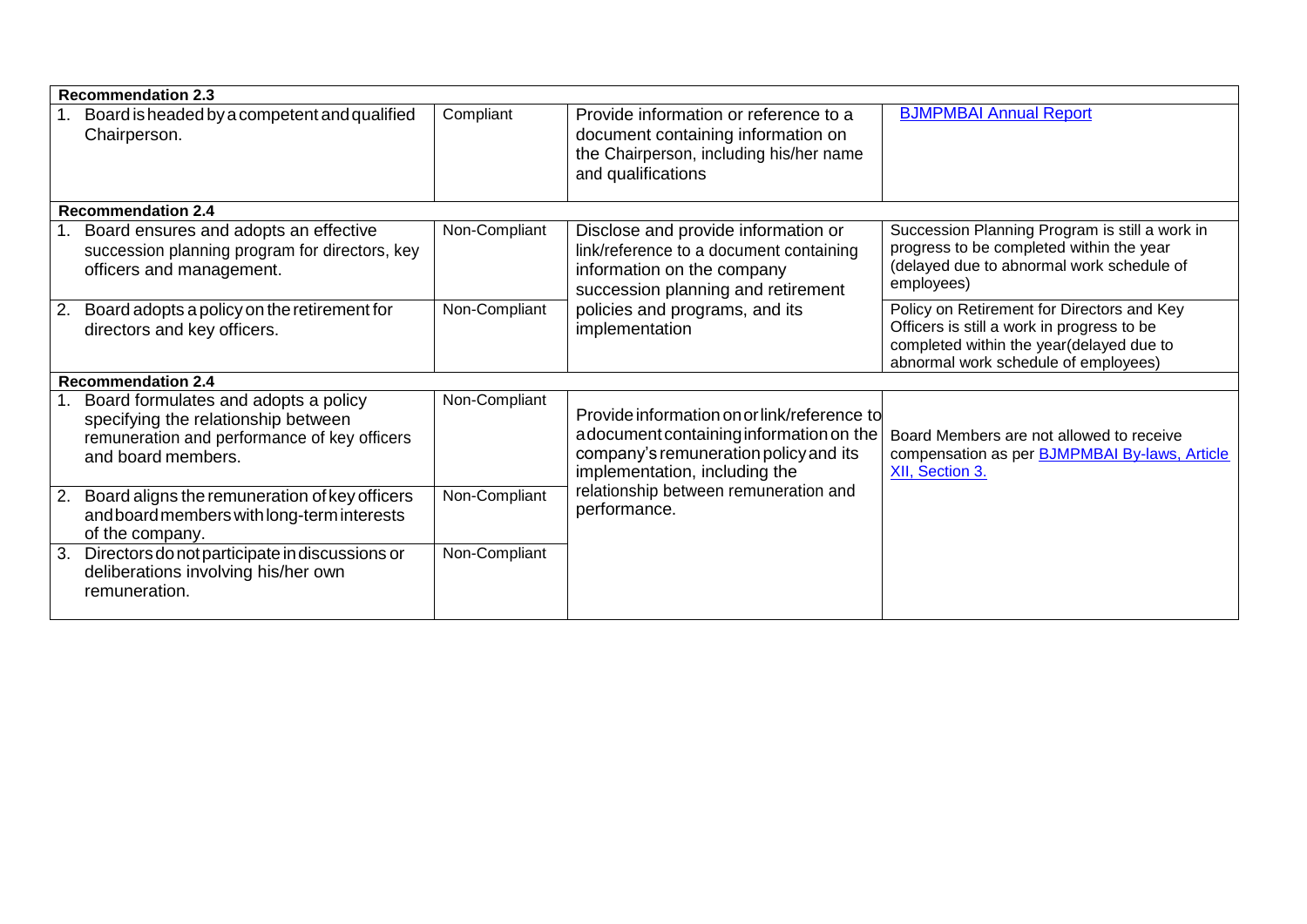| | | | |
|---|---|---|---|
| **Recommendation 2.3** | | | |
| 1. Board is headed by a competent and qualified Chairperson. | Compliant | Provide information or reference to a document containing information on the Chairperson, including his/her name and qualifications | BJMPMBAI Annual Report |
| **Recommendation 2.4** | | | |
| 1. Board ensures and adopts an effective succession planning program for directors, key officers and management. | Non-Compliant | Disclose and provide information or link/reference to a document containing information on the company succession planning and retirement policies and programs, and its implementation | Succession Planning Program is still a work in progress to be completed within the year (delayed due to abnormal work schedule of employees) |
| 2. Board adopts a policy on the retirement for directors and key officers. | Non-Compliant | | Policy on Retirement for Directors and Key Officers is still a work in progress to be completed within the year(delayed due to abnormal work schedule of employees) |
| **Recommendation 2.4** | | | |
| 1. Board formulates and adopts a policy specifying the relationship between remuneration and performance of key officers and board members. | Non-Compliant | Provide information on or link/reference to a document containing information on the company's remuneration policy and its implementation, including the relationship between remuneration and performance. | Board Members are not allowed to receive compensation as per BJMPMBAI By-laws, Article XII, Section 3. |
| 2. Board aligns the remuneration of key officers and board members with long-term interests of the company. | Non-Compliant | | |
| 3. Directors do not participate in discussions or deliberations involving his/her own remuneration. | Non-Compliant | | |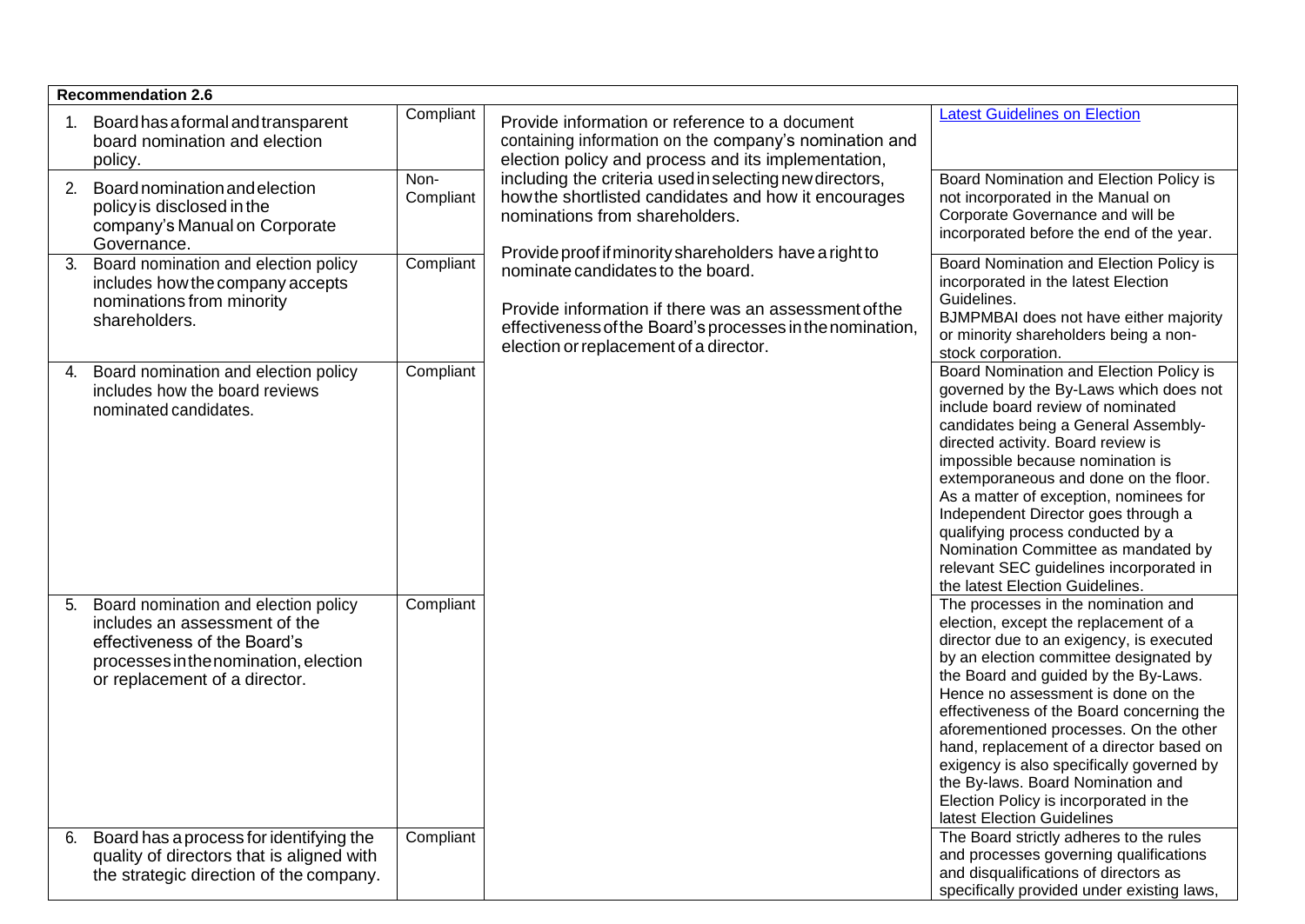| Recommendation 2.6 | | | |
|---|---|---|---|
| 1. Board has a formal and transparent board nomination and election policy. | Compliant | Provide information or reference to a document containing information on the company's nomination and election policy and process and its implementation, including the criteria used in selecting new directors, how the shortlisted candidates and how it encourages nominations from shareholders.<br><br>Provide proof if minority shareholders have a right to nominate candidates to the board.<br><br>Provide information if there was an assessment of the effectiveness of the Board's processes in the nomination, election or replacement of a director. | [Latest Guidelines on Election] |
| 2. Board nomination and election policy is disclosed in the company's Manual on Corporate Governance. | Non-Compliant | | Board Nomination and Election Policy is not incorporated in the Manual on Corporate Governance and will be incorporated before the end of the year. |
| 3. Board nomination and election policy includes how the company accepts nominations from minority shareholders. | Compliant | | Board Nomination and Election Policy is incorporated in the latest Election Guidelines.<br>BJMPMBAI does not have either majority or minority shareholders being a non-stock corporation. |
| 4. Board nomination and election policy includes how the board reviews nominated candidates. | Compliant | | Board Nomination and Election Policy is governed by the By-Laws which does not include board review of nominated candidates being a General Assembly-directed activity. Board review is impossible because nomination is extemporaneous and done on the floor. As a matter of exception, nominees for Independent Director goes through a qualifying process conducted by a Nomination Committee as mandated by relevant SEC guidelines incorporated in the latest Election Guidelines. |
| 5. Board nomination and election policy includes an assessment of the effectiveness of the Board's processes in the nomination, election or replacement of a director. | Compliant | | The processes in the nomination and election, except the replacement of a director due to an exigency, is executed by an election committee designated by the Board and guided by the By-Laws. Hence no assessment is done on the effectiveness of the Board concerning the aforementioned processes. On the other hand, replacement of a director based on exigency is also specifically governed by the By-laws. Board Nomination and Election Policy is incorporated in the latest Election Guidelines |
| 6. Board has a process for identifying the quality of directors that is aligned with the strategic direction of the company. | Compliant | | The Board strictly adheres to the rules and processes governing qualifications and disqualifications of directors as specifically provided under existing laws, |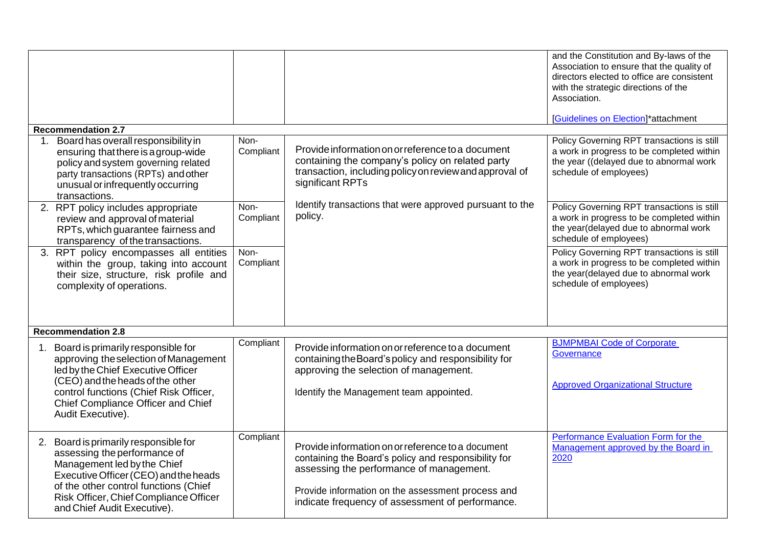| | | | |
|---|---|---|---|
| | | | and the Constitution and By-laws of the Association to ensure that the quality of directors elected to office are consistent with the strategic directions of the Association.<br><br>[Guidelines on Election]*attachment |
| **Recommendation 2.7** | | | |
| 1. Board has overall responsibility in ensuring that there is a group-wide policy and system governing related party transactions (RPTs) and other unusual or infrequently occurring transactions. | Non-Compliant | Provide information on or reference to a document containing the company's policy on related party transaction, including policy on review and approval of significant RPTs<br><br>Identify transactions that were approved pursuant to the policy. | Policy Governing RPT transactions is still a work in progress to be completed within the year ((delayed due to abnormal work schedule of employees) |
| 2. RPT policy includes appropriate review and approval of material RPTs, which guarantee fairness and transparency of the transactions. | Non-Compliant | | Policy Governing RPT transactions is still a work in progress to be completed within the year(delayed due to abnormal work schedule of employees) |
| 3. RPT policy encompasses all entities within the group, taking into account their size, structure, risk profile and complexity of operations. | Non-Compliant | | Policy Governing RPT transactions is still a work in progress to be completed within the year(delayed due to abnormal work schedule of employees) |
| **Recommendation 2.8** | | | |
| 1. Board is primarily responsible for approving the selection of Management led by the Chief Executive Officer (CEO) and the heads of the other control functions (Chief Risk Officer, Chief Compliance Officer and Chief Audit Executive). | Compliant | Provide information on or reference to a document containing the Board's policy and responsibility for approving the selection of management.<br><br>Identify the Management team appointed. | BJMPMBAI Code of Corporate Governance<br><br>Approved Organizational Structure |
| 2. Board is primarily responsible for assessing the performance of Management led by the Chief Executive Officer (CEO) and the heads of the other control functions (Chief Risk Officer, Chief Compliance Officer and Chief Audit Executive). | Compliant | Provide information on or reference to a document containing the Board's policy and responsibility for assessing the performance of management.<br><br>Provide information on the assessment process and indicate frequency of assessment of performance. | Performance Evaluation Form for the Management approved by the Board in 2020 |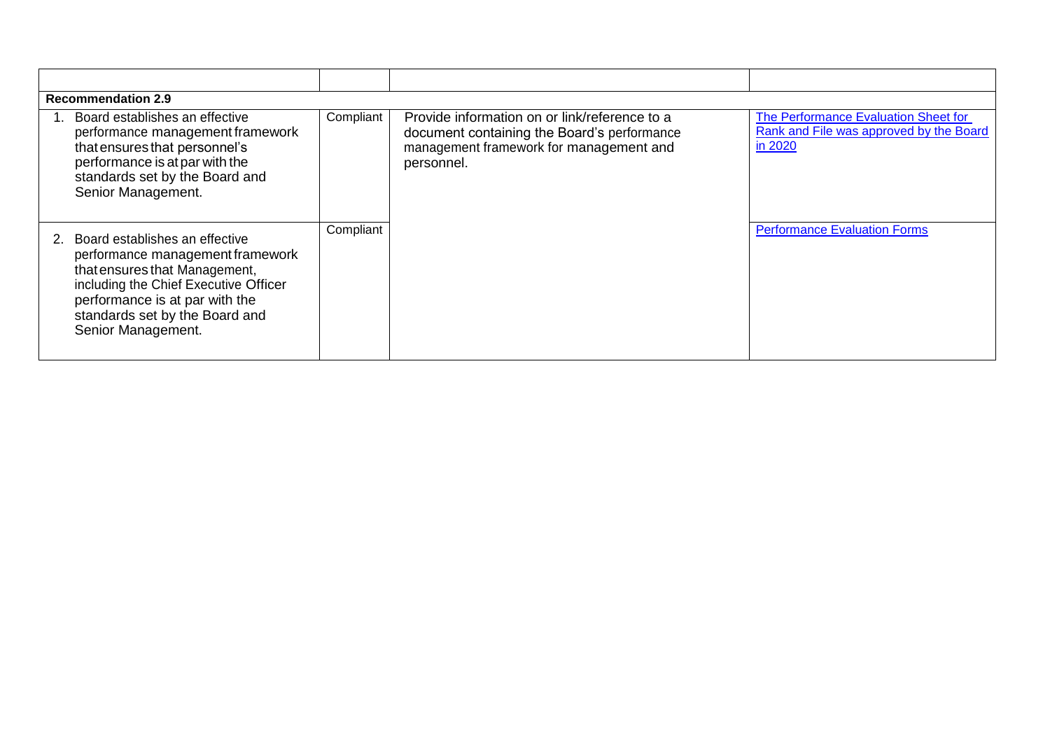| | | | |
|---|---|---|---|
| **Recommendation 2.9** | | | |
| 1. Board establishes an effective performance management framework that ensures that personnel's performance is at par with the standards set by the Board and Senior Management. | Compliant | Provide information on or link/reference to a document containing the Board's performance management framework for management and personnel. | The Performance Evaluation Sheet for Rank and File was approved by the Board in 2020 |
| 2. Board establishes an effective performance management framework that ensures that Management, including the Chief Executive Officer performance is at par with the standards set by the Board and Senior Management. | Compliant | | Performance Evaluation Forms |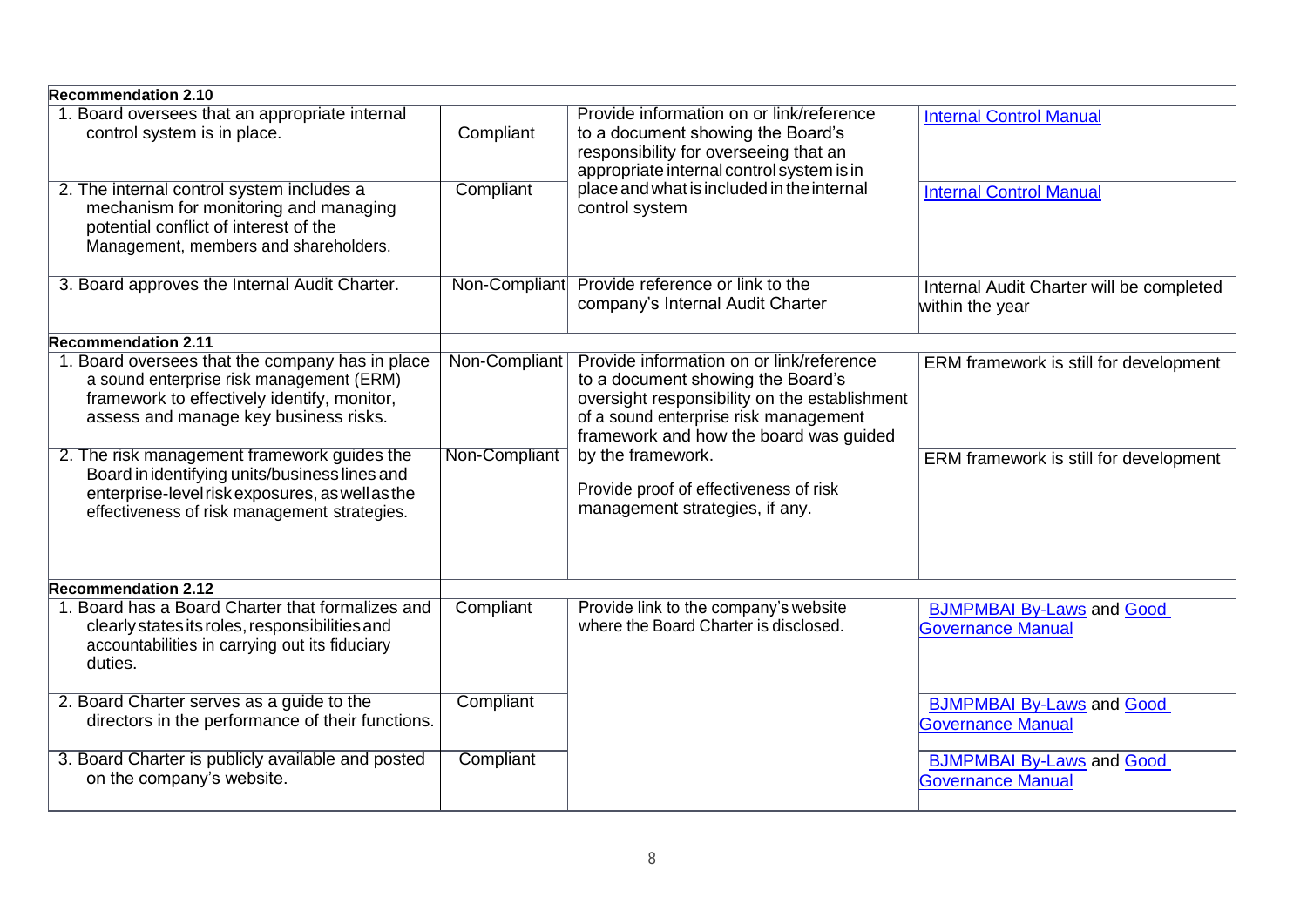| Recommendation 2.10 | | | |
|---|---|---|---|
| 1. Board oversees that an appropriate internal control system is in place. | Compliant | Provide information on or link/reference to a document showing the Board's responsibility for overseeing that an appropriate internal control system is in place and what is included in the internal control system | Internal Control Manual |
| 2. The internal control system includes a mechanism for monitoring and managing potential conflict of interest of the Management, members and shareholders. | Compliant | | Internal Control Manual |
| 3. Board approves the Internal Audit Charter. | Non-Compliant | Provide reference or link to the company's Internal Audit Charter | Internal Audit Charter will be completed within the year |
| **Recommendation 2.11** | | | |
| 1. Board oversees that the company has in place a sound enterprise risk management (ERM) framework to effectively identify, monitor, assess and manage key business risks. | Non-Compliant | Provide information on or link/reference to a document showing the Board's oversight responsibility on the establishment of a sound enterprise risk management framework and how the board was guided by the framework.<br><br>Provide proof of effectiveness of risk management strategies, if any. | ERM framework is still for development |
| 2. The risk management framework guides the Board in identifying units/business lines and enterprise-level risk exposures, as well as the effectiveness of risk management strategies. | Non-Compliant | | ERM framework is still for development |
| **Recommendation 2.12** | | | |
| 1. Board has a Board Charter that formalizes and clearly states its roles, responsibilities and accountabilities in carrying out its fiduciary duties. | Compliant | Provide link to the company's website where the Board Charter is disclosed. | BJMPMBAI By-Laws and Good Governance Manual |
| 2. Board Charter serves as a guide to the directors in the performance of their functions. | Compliant | | BJMPMBAI By-Laws and Good Governance Manual |
| 3. Board Charter is publicly available and posted on the company's website. | Compliant | | BJMPMBAI By-Laws and Good Governance Manual |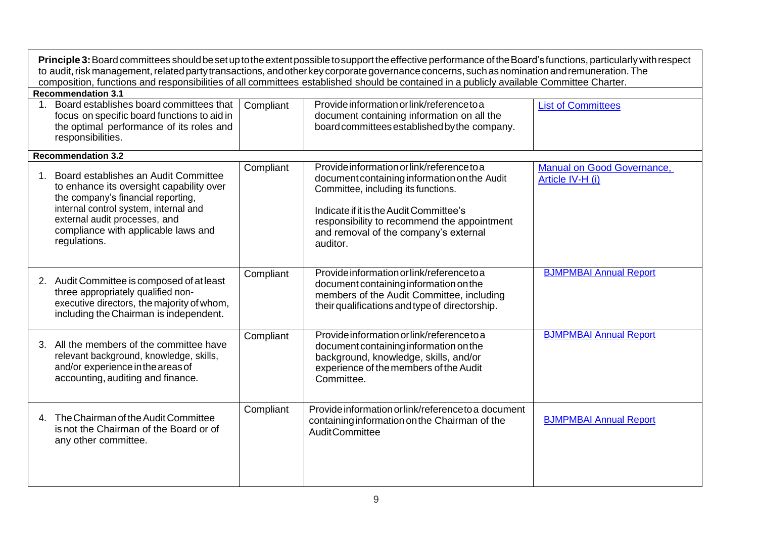| **Principle 3:** Board committees should be set up to the extent possible to support the effective performance of the Board's functions, particularly with respect to audit, risk management, related party transactions, and other key corporate governance concerns, such as nomination and remuneration. The composition, functions and responsibilities of all committees established should be contained in a publicly available Committee Charter. | | | |
|---|---|---|---|
| **Recommendation 3.1** | | | |
| 1. Board establishes board committees that focus on specific board functions to aid in the optimal performance of its roles and responsibilities. | Compliant | Provide information or link/reference to a document containing information on all the board committees established by the company. | List of Committees |
| **Recommendation 3.2** | | | |
| 1. Board establishes an Audit Committee to enhance its oversight capability over the company's financial reporting, internal control system, internal and external audit processes, and compliance with applicable laws and regulations. | Compliant | Provide information or link/reference to a document containing information on the Audit Committee, including its functions.<br><br>Indicate if it is the Audit Committee's responsibility to recommend the appointment and removal of the company's external auditor. | Manual on Good Governance, Article IV-H (i) |
| 2. Audit Committee is composed of at least three appropriately qualified non-executive directors, the majority of whom, including the Chairman is independent. | Compliant | Provide information or link/reference to a document containing information on the members of the Audit Committee, including their qualifications and type of directorship. | BJMPMBAI Annual Report |
| 3. All the members of the committee have relevant background, knowledge, skills, and/or experience in the areas of accounting, auditing and finance. | Compliant | Provide information or link/reference to a document containing information on the background, knowledge, skills, and/or experience of the members of the Audit Committee. | BJMPMBAI Annual Report |
| 4. The Chairman of the Audit Committee is not the Chairman of the Board or of any other committee. | Compliant | Provide information or link/reference to a document containing information on the Chairman of the Audit Committee | BJMPMBAI Annual Report |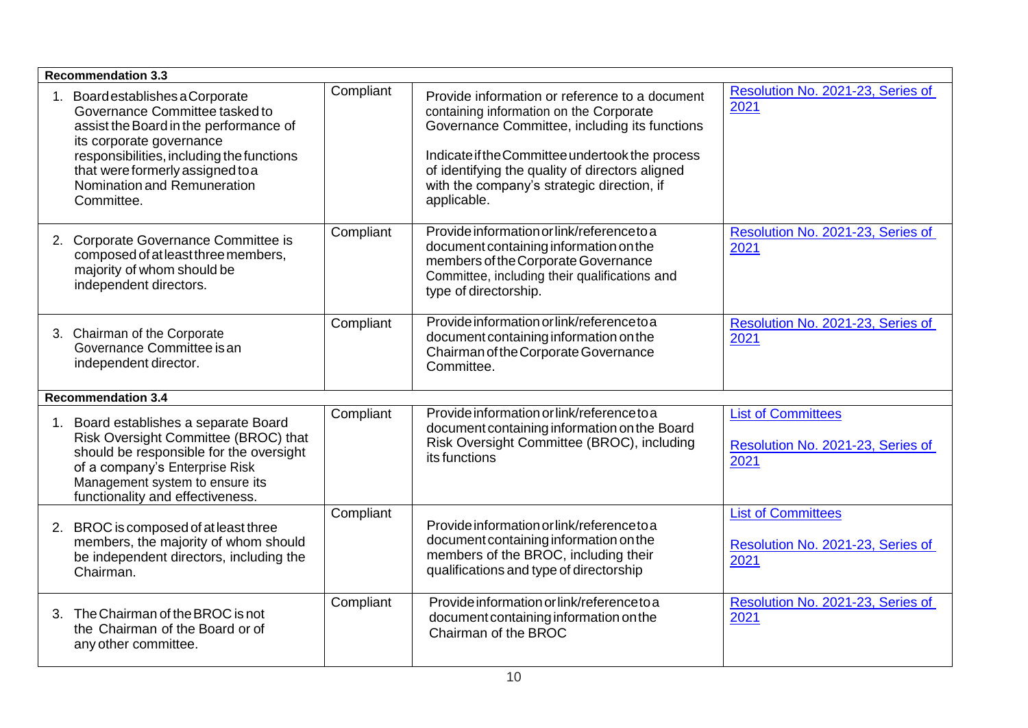| | | | |
|---|---|---|---|
| **Recommendation 3.3** | | | |
| 1. Board establishes a Corporate Governance Committee tasked to assist the Board in the performance of its corporate governance responsibilities, including the functions that were formerly assigned to a Nomination and Remuneration Committee. | Compliant | Provide information or reference to a document containing information on the Corporate Governance Committee, including its functions<br><br>Indicate if the Committee undertook the process of identifying the quality of directors aligned with the company's strategic direction, if applicable. | Resolution No. 2021-23, Series of 2021 |
| 2. Corporate Governance Committee is composed of at least three members, majority of whom should be independent directors. | Compliant | Provide information or link/reference to a document containing information on the members of the Corporate Governance Committee, including their qualifications and type of directorship. | Resolution No. 2021-23, Series of 2021 |
| 3. Chairman of the Corporate Governance Committee is an independent director. | Compliant | Provide information or link/reference to a document containing information on the Chairman of the Corporate Governance Committee. | Resolution No. 2021-23, Series of 2021 |
| **Recommendation 3.4** | | | |
| 1. Board establishes a separate Board Risk Oversight Committee (BROC) that should be responsible for the oversight of a company's Enterprise Risk Management system to ensure its functionality and effectiveness. | Compliant | Provide information or link/reference to a document containing information on the Board Risk Oversight Committee (BROC), including its functions | List of Committees<br><br>Resolution No. 2021-23, Series of 2021 |
| 2. BROC is composed of at least three members, the majority of whom should be independent directors, including the Chairman. | Compliant | Provide information or link/reference to a document containing information on the members of the BROC, including their qualifications and type of directorship | List of Committees<br><br>Resolution No. 2021-23, Series of 2021 |
| 3. The Chairman of the BROC is not the Chairman of the Board or of any other committee. | Compliant | Provide information or link/reference to a document containing information on the Chairman of the BROC | Resolution No. 2021-23, Series of 2021 |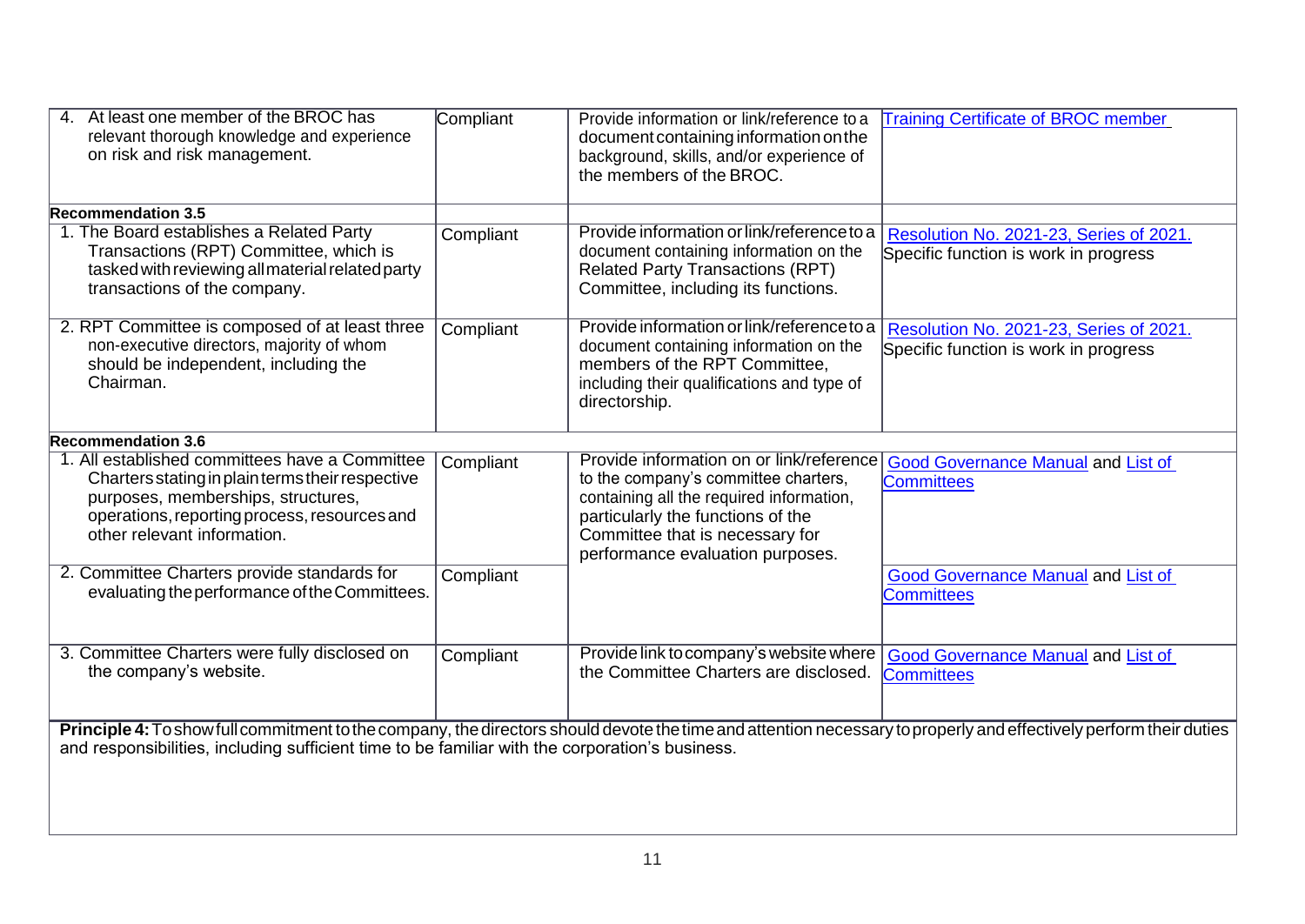| | | | |
|---|---|---|---|
| 4. At least one member of the BROC has relevant thorough knowledge and experience on risk and risk management. | Compliant | Provide information or link/reference to a document containing information on the background, skills, and/or experience of the members of the BROC. | Training Certificate of BROC member |
| **Recommendation 3.5** | | | |
| 1. The Board establishes a Related Party Transactions (RPT) Committee, which is tasked with reviewing all material related party transactions of the company. | Compliant | Provide information or link/reference to a document containing information on the Related Party Transactions (RPT) Committee, including its functions. | Resolution No. 2021-23, Series of 2021. Specific function is work in progress |
| 2. RPT Committee is composed of at least three non-executive directors, majority of whom should be independent, including the Chairman. | Compliant | Provide information or link/reference to a document containing information on the members of the RPT Committee, including their qualifications and type of directorship. | Resolution No. 2021-23, Series of 2021. Specific function is work in progress |
| **Recommendation 3.6** | | | |
| 1. All established committees have a Committee Charters stating in plain terms their respective purposes, memberships, structures, operations, reporting process, resources and other relevant information. | Compliant | Provide information on or link/reference to the company's committee charters, containing all the required information, particularly the functions of the Committee that is necessary for performance evaluation purposes. | Good Governance Manual and List of Committees |
| 2. Committee Charters provide standards for evaluating the performance of the Committees. | Compliant | | Good Governance Manual and List of Committees |
| 3. Committee Charters were fully disclosed on the company's website. | Compliant | Provide link to company's website where the Committee Charters are disclosed. | Good Governance Manual and List of Committees |
| **Principle 4:** To show full commitment to the company, the directors should devote the time and attention necessary to properly and effectively perform their duties and responsibilities, including sufficient time to be familiar with the corporation's business. | | | |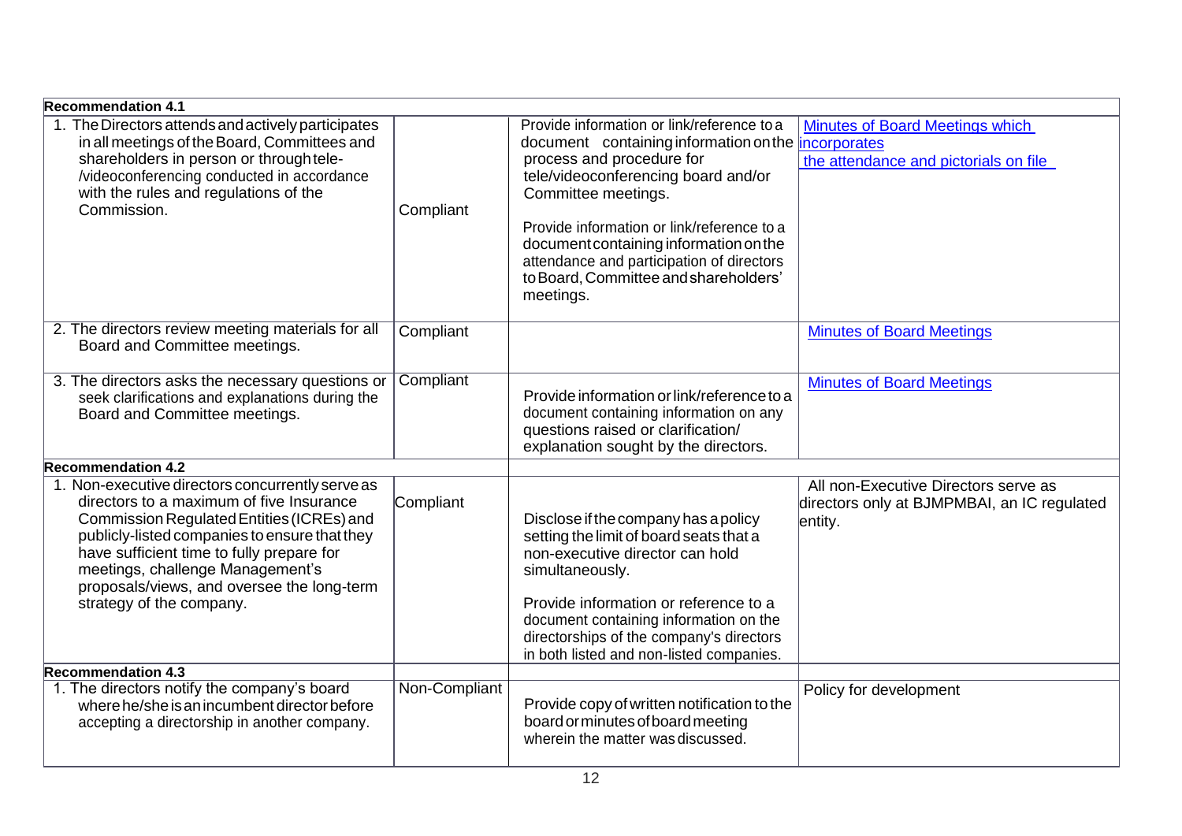| Recommendation 4.1 | | | |
|---|---|---|---|
| 1. The Directors attends and actively participates in all meetings of the Board, Committees and shareholders in person or through tele-/videoconferencing conducted in accordance with the rules and regulations of the Commission. | Compliant | Provide information or link/reference to a document containing information on the process and procedure for tele/videoconferencing board and/or Committee meetings.<br><br>Provide information or link/reference to a document containing information on the attendance and participation of directors to Board, Committee and shareholders' meetings. | Minutes of Board Meetings which incorporates the attendance and pictorials on file |
| 2. The directors review meeting materials for all Board and Committee meetings. | Compliant | | Minutes of Board Meetings |
| 3. The directors asks the necessary questions or seek clarifications and explanations during the Board and Committee meetings. | Compliant | Provide information or link/reference to a document containing information on any questions raised or clarification/ explanation sought by the directors. | Minutes of Board Meetings |
| **Recommendation 4.2** | | | |
| 1. Non-executive directors concurrently serve as directors to a maximum of five Insurance Commission Regulated Entities (ICREs) and publicly-listed companies to ensure that they have sufficient time to fully prepare for meetings, challenge Management's proposals/views, and oversee the long-term strategy of the company. | Compliant | Disclose if the company has a policy setting the limit of board seats that a non-executive director can hold simultaneously.<br><br>Provide information or reference to a document containing information on the directorships of the company's directors in both listed and non-listed companies. | All non-Executive Directors serve as directors only at BJMPMBAI, an IC regulated entity. |
| **Recommendation 4.3** | | | |
| 1. The directors notify the company's board where he/she is an incumbent director before accepting a directorship in another company. | Non-Compliant | Provide copy of written notification to the board or minutes of board meeting wherein the matter was discussed. | Policy for development |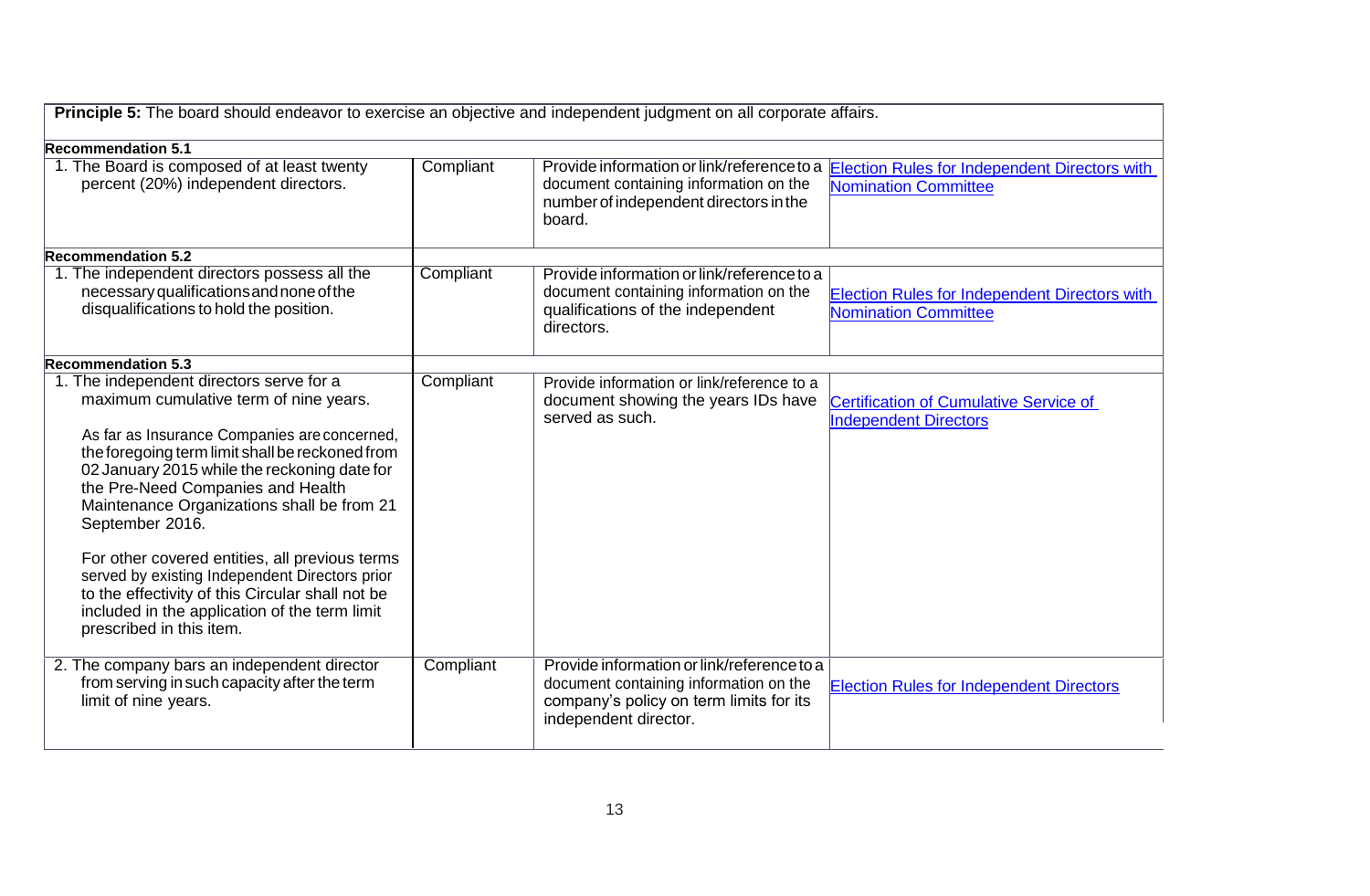| **Principle 5:** The board should endeavor to exercise an objective and independent judgment on all corporate affairs. | | | |
|---|---|---|---|
| **Recommendation 5.1** | | | |
| 1. The Board is composed of at least twenty percent (20%) independent directors. | Compliant | Provide information or link/reference to a document containing information on the number of independent directors in the board. | Election Rules for Independent Directors with Nomination Committee |
| **Recommendation 5.2** | | | |
| 1. The independent directors possess all the necessary qualifications and none of the disqualifications to hold the position. | Compliant | Provide information or link/reference to a document containing information on the qualifications of the independent directors. | Election Rules for Independent Directors with Nomination Committee |
| **Recommendation 5.3** | | | |
| 1. The independent directors serve for a maximum cumulative term of nine years.<br><br>As far as Insurance Companies are concerned, the foregoing term limit shall be reckoned from 02 January 2015 while the reckoning date for the Pre-Need Companies and Health Maintenance Organizations shall be from 21 September 2016.<br><br>For other covered entities, all previous terms served by existing Independent Directors prior to the effectivity of this Circular shall not be included in the application of the term limit prescribed in this item. | Compliant | Provide information or link/reference to a document showing the years IDs have served as such. | Certification of Cumulative Service of Independent Directors |
| 2. The company bars an independent director from serving in such capacity after the term limit of nine years. | Compliant | Provide information or link/reference to a document containing information on the company's policy on term limits for its independent director. | Election Rules for Independent Directors |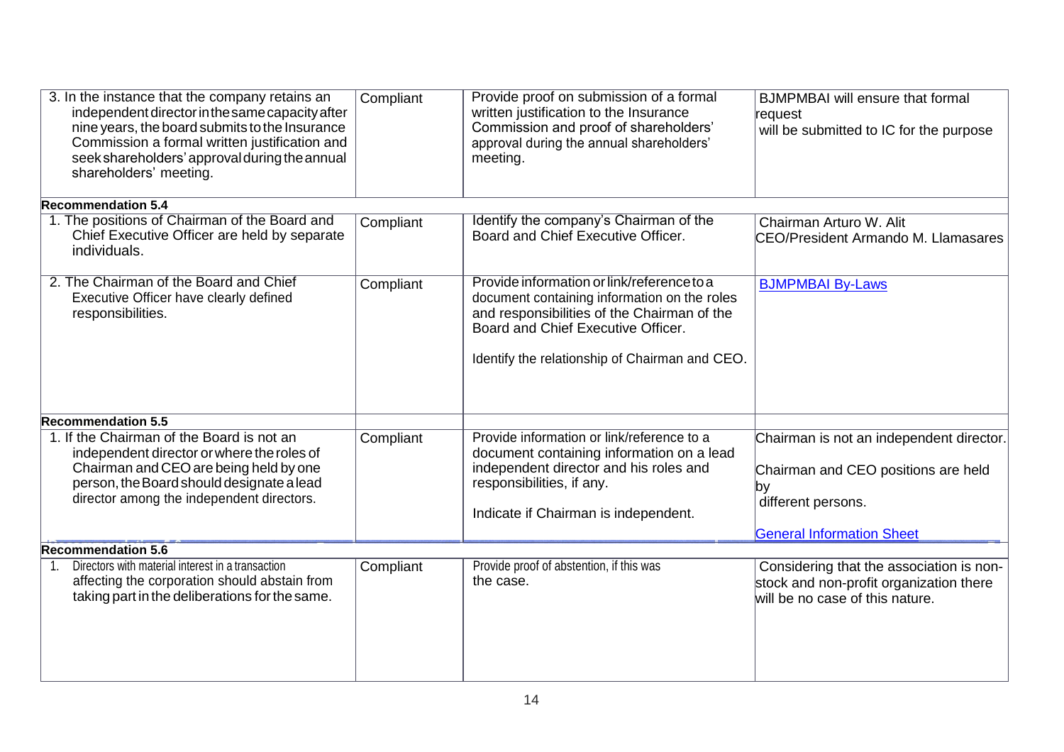| | | | |
|---|---|---|---|
| 3. In the instance that the company retains an independent director in the same capacity after nine years, the board submits to the Insurance Commission a formal written justification and seek shareholders' approval during the annual shareholders' meeting. | Compliant | Provide proof on submission of a formal written justification to the Insurance Commission and proof of shareholders' approval during the annual shareholders' meeting. | BJMPMBAI will ensure that formal request will be submitted to IC for the purpose |
| **Recommendation 5.4** | | | |
| 1. The positions of Chairman of the Board and Chief Executive Officer are held by separate individuals. | Compliant | Identify the company's Chairman of the Board and Chief Executive Officer. | Chairman Arturo W. Alit<br>CEO/President Armando M. Llamasares |
| 2. The Chairman of the Board and Chief Executive Officer have clearly defined responsibilities. | Compliant | Provide information or link/reference to a document containing information on the roles and responsibilities of the Chairman of the Board and Chief Executive Officer.<br><br>Identify the relationship of Chairman and CEO. | BJMPMBAI By-Laws |
| **Recommendation 5.5** | | | |
| 1. If the Chairman of the Board is not an independent director or where the roles of Chairman and CEO are being held by one person, the Board should designate a lead director among the independent directors. | Compliant | Provide information or link/reference to a document containing information on a lead independent director and his roles and responsibilities, if any.<br><br>Indicate if Chairman is independent. | Chairman is not an independent director.<br><br>Chairman and CEO positions are held by different persons.<br><br>General Information Sheet |
| **Recommendation 5.6** | | | |
| 1. Directors with material interest in a transaction affecting the corporation should abstain from taking part in the deliberations for the same. | Compliant | Provide proof of abstention, if this was the case. | Considering that the association is non-stock and non-profit organization there will be no case of this nature. |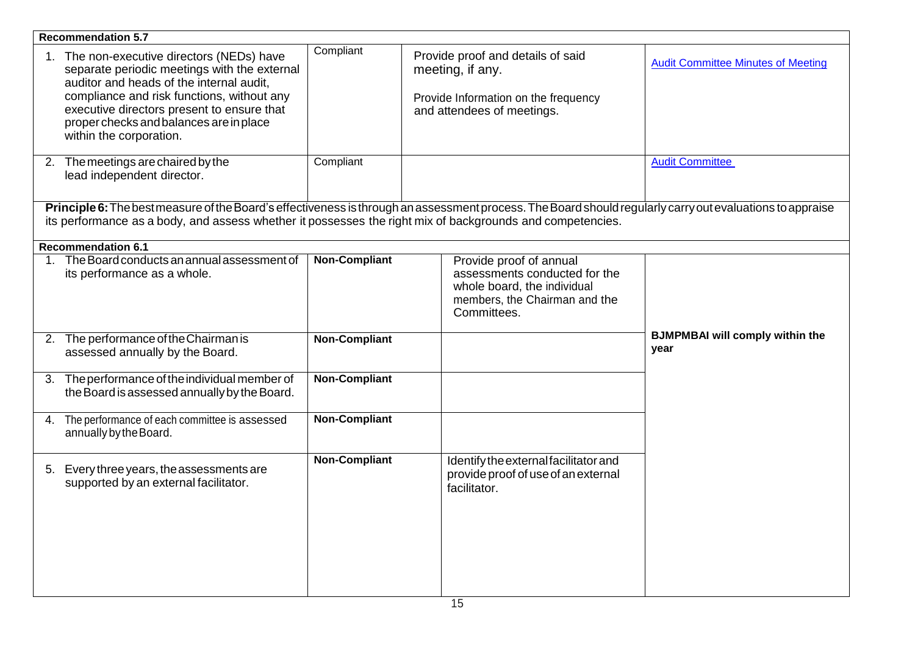| **Recommendation 5.7** | | | |
|---|---|---|---|
| 1. The non-executive directors (NEDs) have separate periodic meetings with the external auditor and heads of the internal audit, compliance and risk functions, without any executive directors present to ensure that proper checks and balances are in place within the corporation. | Compliant | Provide proof and details of said meeting, if any.<br><br>Provide Information on the frequency and attendees of meetings. | [Audit Committee Minutes of Meeting]() |
| 2. The meetings are chaired by the lead independent director. | Compliant | | [Audit Committee]() |
| **Principle 6:** The best measure of the Board's effectiveness is through an assessment process. The Board should regularly carry out evaluations to appraise its performance as a body, and assess whether it possesses the right mix of backgrounds and competencies. | | | |
| **Recommendation 6.1** | | | |
| 1. The Board conducts an annual assessment of its performance as a whole. | **Non-Compliant** | Provide proof of annual assessments conducted for the whole board, the individual members, the Chairman and the Committees. | **BJMPMBAI will comply within the year** |
| 2. The performance of the Chairman is assessed annually by the Board. | **Non-Compliant** | | |
| 3. The performance of the individual member of the Board is assessed annually by the Board. | **Non-Compliant** | | |
| 4. The performance of each committee is assessed annually by the Board. | **Non-Compliant** | | |
| 5. Every three years, the assessments are supported by an external facilitator. | **Non-Compliant** | Identify the external facilitator and provide proof of use of an external facilitator. | |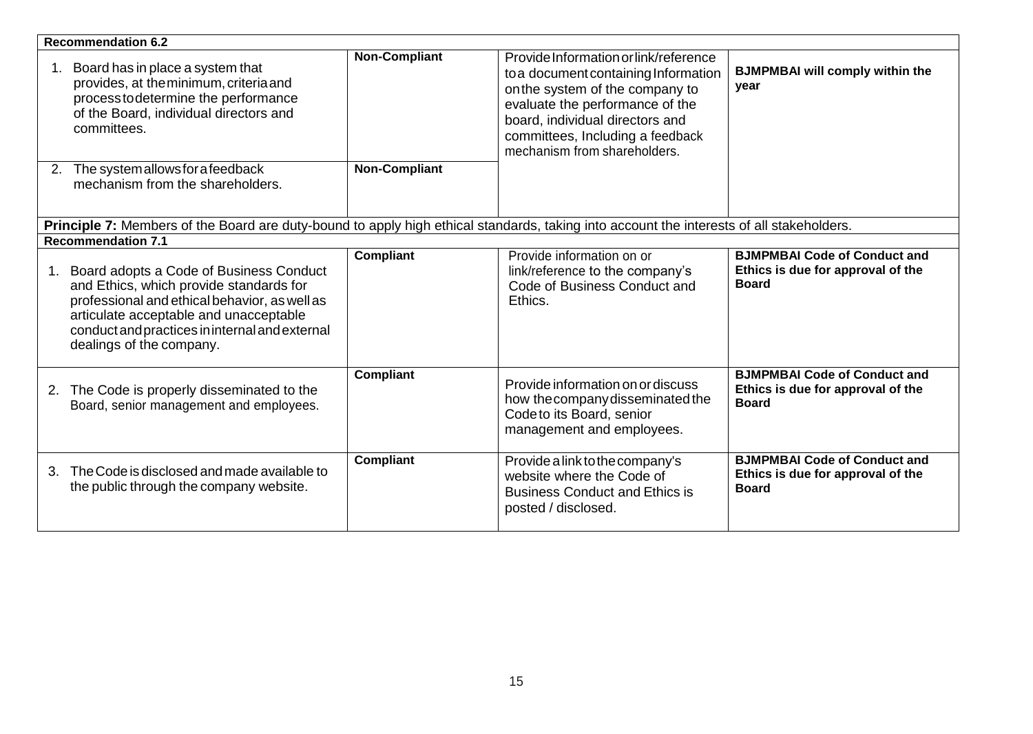| | | | |
|---|---|---|---|
| **Recommendation 6.2** | | | |
| 1. Board has in place a system that provides, at the minimum, criteria and process to determine the performance of the Board, individual directors and committees. | **Non-Compliant** | Provide Information or link/reference to a document containing Information on the system of the company to evaluate the performance of the board, individual directors and committees, Including a feedback mechanism from shareholders. | **BJMPMBAI will comply within the year** |
| 2. The system allows for a feedback mechanism from the shareholders. | **Non-Compliant** | | |
| **Principle 7:** Members of the Board are duty-bound to apply high ethical standards, taking into account the interests of all stakeholders. | | | |
| **Recommendation 7.1** | | | |
| 1. Board adopts a Code of Business Conduct and Ethics, which provide standards for professional and ethical behavior, as well as articulate acceptable and unacceptable conduct and practices in internal and external dealings of the company. | **Compliant** | Provide information on or link/reference to the company's Code of Business Conduct and Ethics. | **BJMPMBAI Code of Conduct and Ethics is due for approval of the Board** |
| 2. The Code is properly disseminated to the Board, senior management and employees. | **Compliant** | Provide information on or discuss how the company disseminated the Code to its Board, senior management and employees. | **BJMPMBAI Code of Conduct and Ethics is due for approval of the Board** |
| 3. The Code is disclosed and made available to the public through the company website. | **Compliant** | Provide a link to the company's website where the Code of Business Conduct and Ethics is posted / disclosed. | **BJMPMBAI Code of Conduct and Ethics is due for approval of the Board** |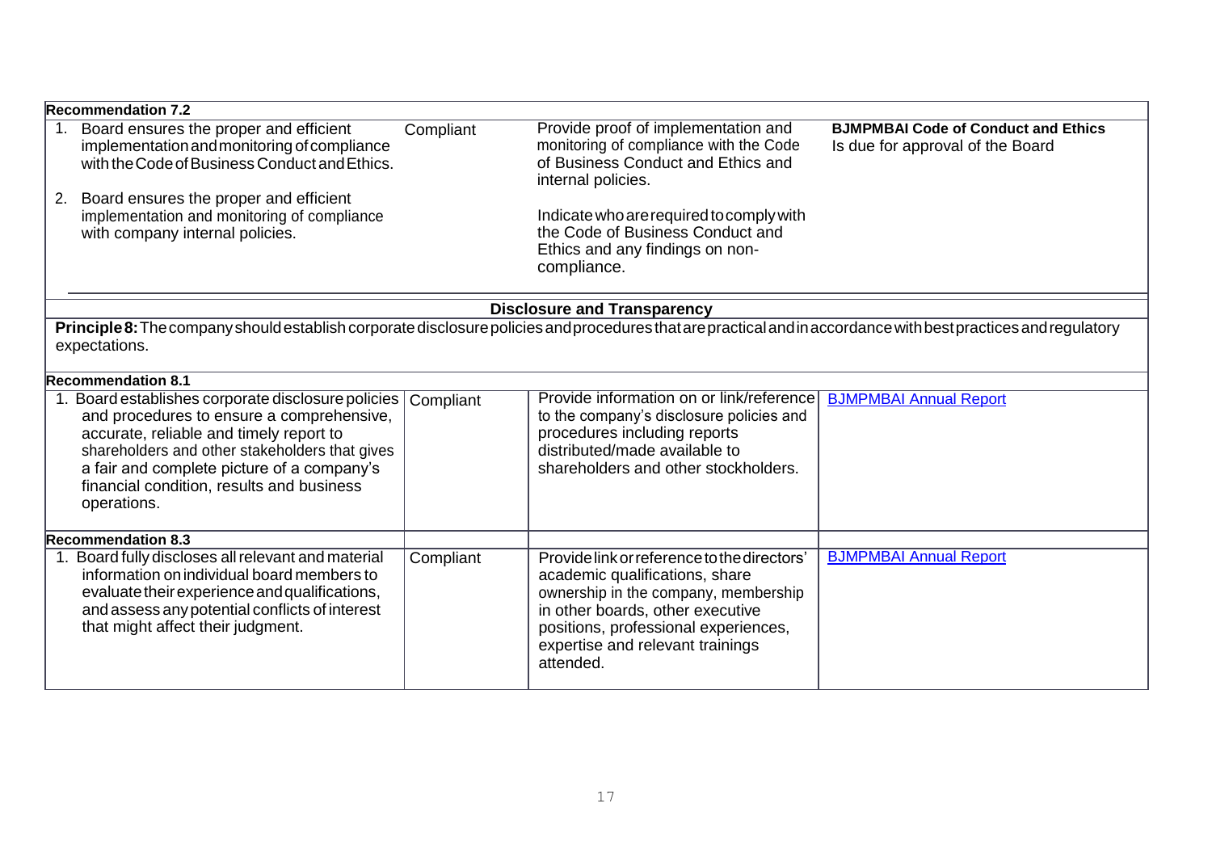| **Recommendation 7.2** | | | |
|---|---|---|---|
| 1. Board ensures the proper and efficient implementation and monitoring of compliance with the Code of Business Conduct and Ethics.<br><br>2. Board ensures the proper and efficient implementation and monitoring of compliance with company internal policies. | Compliant | Provide proof of implementation and monitoring of compliance with the Code of Business Conduct and Ethics and internal policies.<br><br>Indicate who are required to comply with the Code of Business Conduct and Ethics and any findings on non-compliance. | **BJMPMBAI Code of Conduct and Ethics** Is due for approval of the Board |

**Disclosure and Transparency**

**Principle 8:** The company should establish corporate disclosure policies and procedures that are practical and in accordance with best practices and regulatory expectations.

| **Recommendation 8.1** | | | |
|---|---|---|---|
| 1. Board establishes corporate disclosure policies and procedures to ensure a comprehensive, accurate, reliable and timely report to shareholders and other stakeholders that gives a fair and complete picture of a company's financial condition, results and business operations. | Compliant | Provide information on or link/reference to the company's disclosure policies and procedures including reports distributed/made available to shareholders and other stockholders. | BJMPMBAI Annual Report |
| **Recommendation 8.3** | | | |
| 1. Board fully discloses all relevant and material information on individual board members to evaluate their experience and qualifications, and assess any potential conflicts of interest that might affect their judgment. | Compliant | Provide link or reference to the directors' academic qualifications, share ownership in the company, membership in other boards, other executive positions, professional experiences, expertise and relevant trainings attended. | BJMPMBAI Annual Report |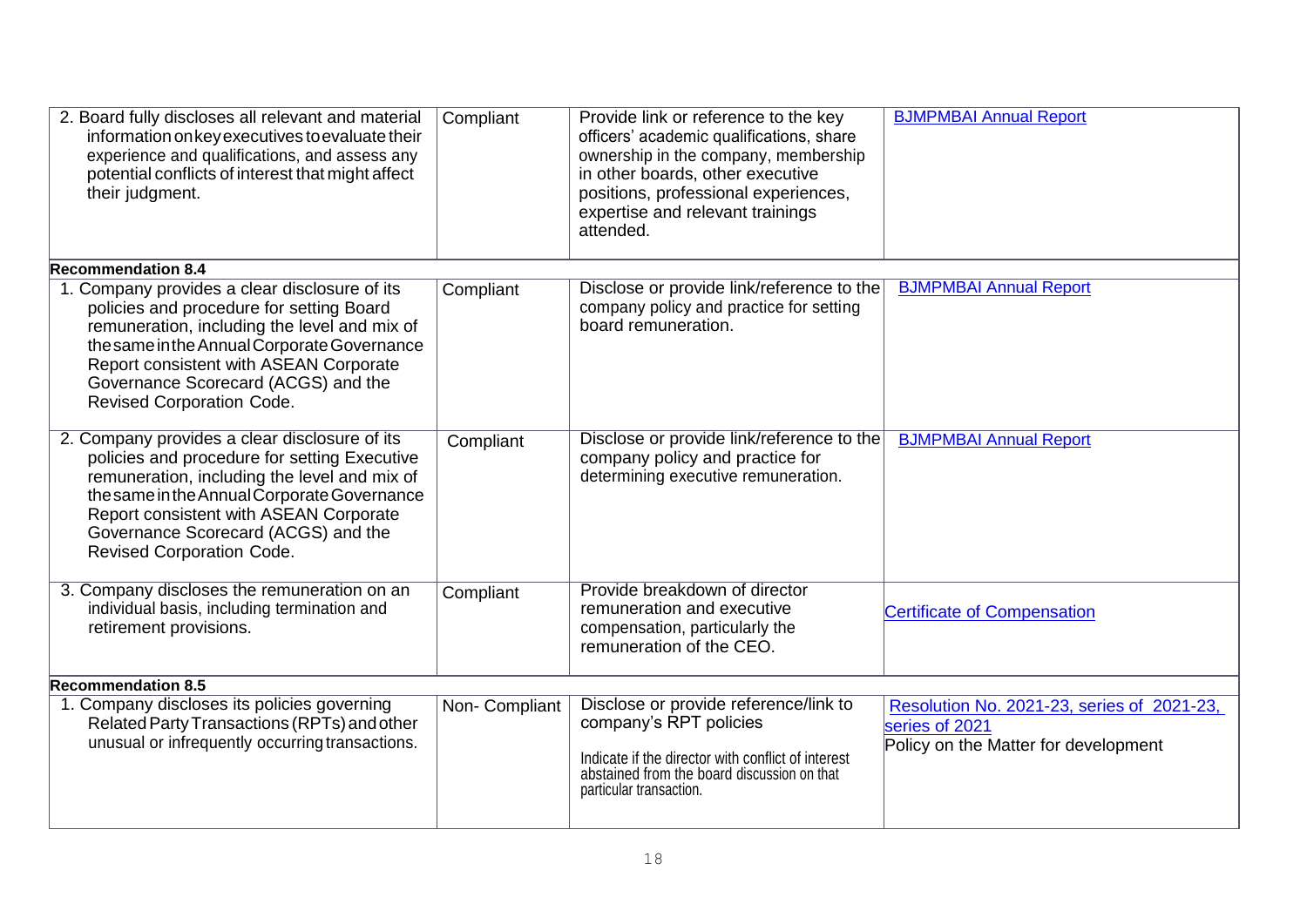| | | | |
|---|---|---|---|
| 2. Board fully discloses all relevant and material information on key executives to evaluate their experience and qualifications, and assess any potential conflicts of interest that might affect their judgment. | Compliant | Provide link or reference to the key officers' academic qualifications, share ownership in the company, membership in other boards, other executive positions, professional experiences, expertise and relevant trainings attended. | BJMPMBAI Annual Report |
| **Recommendation 8.4** | | | |
| 1. Company provides a clear disclosure of its policies and procedure for setting Board remuneration, including the level and mix of the same in the Annual Corporate Governance Report consistent with ASEAN Corporate Governance Scorecard (ACGS) and the Revised Corporation Code. | Compliant | Disclose or provide link/reference to the company policy and practice for setting board remuneration. | BJMPMBAI Annual Report |
| 2. Company provides a clear disclosure of its policies and procedure for setting Executive remuneration, including the level and mix of the same in the Annual Corporate Governance Report consistent with ASEAN Corporate Governance Scorecard (ACGS) and the Revised Corporation Code. | Compliant | Disclose or provide link/reference to the company policy and practice for determining executive remuneration. | BJMPMBAI Annual Report |
| 3. Company discloses the remuneration on an individual basis, including termination and retirement provisions. | Compliant | Provide breakdown of director remuneration and executive compensation, particularly the remuneration of the CEO. | Certificate of Compensation |
| **Recommendation 8.5** | | | |
| 1. Company discloses its policies governing Related Party Transactions (RPTs) and other unusual or infrequently occurring transactions. | Non- Compliant | Disclose or provide reference/link to company's RPT policies<br><br>Indicate if the director with conflict of interest abstained from the board discussion on that particular transaction. | Resolution No. 2021-23, series of 2021-23, series of 2021<br>Policy on the Matter for development |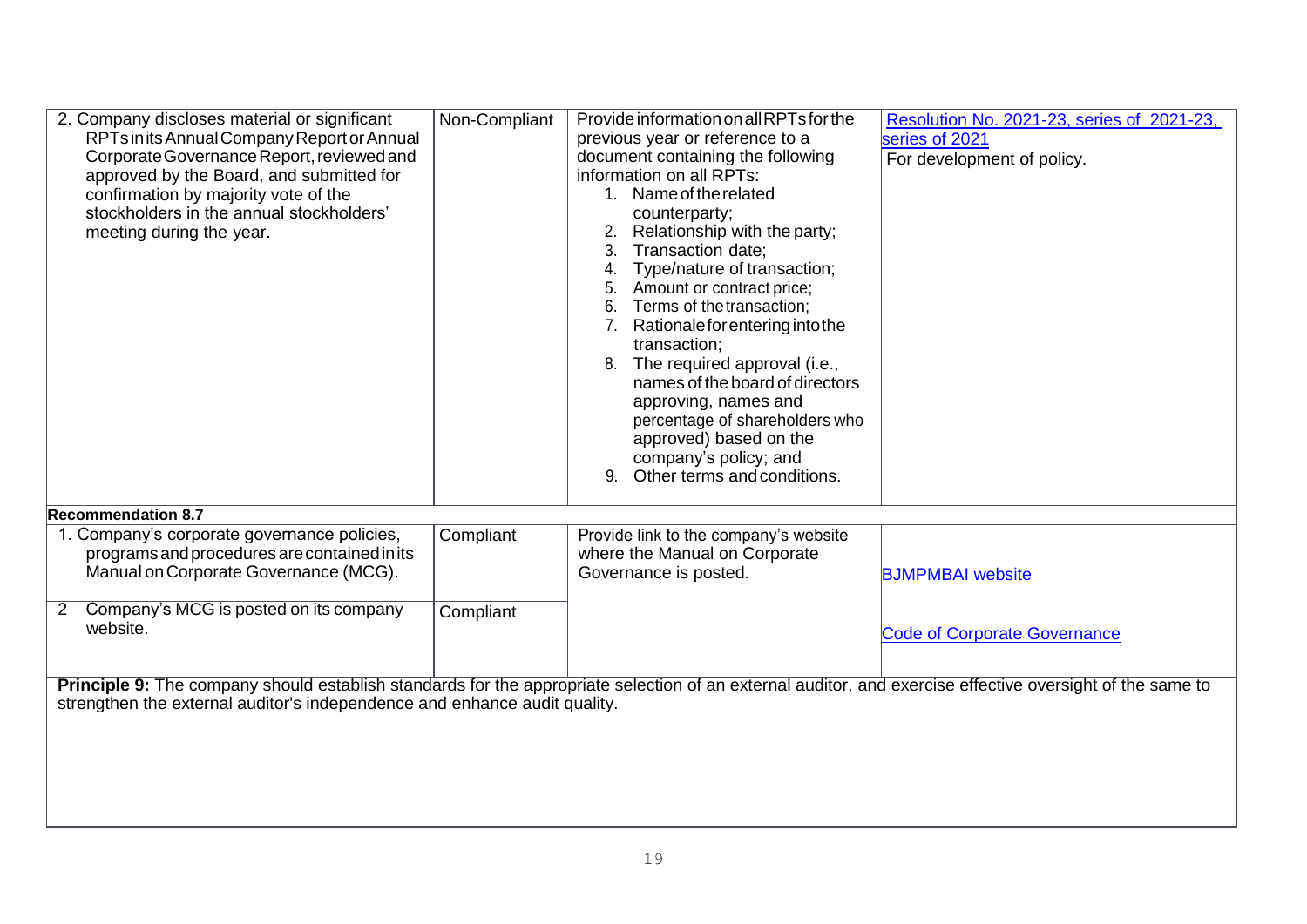| | | | |
|---|---|---|---|
| 2. Company discloses material or significant RPTs in its Annual Company Report or Annual Corporate Governance Report, reviewed and approved by the Board, and submitted for confirmation by majority vote of the stockholders in the annual stockholders' meeting during the year. | Non-Compliant | Provide information on all RPTs for the previous year or reference to a document containing the following information on all RPTs:<br>1. Name of the related counterparty;<br>2. Relationship with the party;<br>3. Transaction date;<br>4. Type/nature of transaction;<br>5. Amount or contract price;<br>6. Terms of the transaction;<br>7. Rationale for entering into the transaction;<br>8. The required approval (i.e., names of the board of directors approving, names and percentage of shareholders who approved) based on the company's policy; and<br>9. Other terms and conditions. | Resolution No. 2021-23, series of 2021-23, series of 2021<br>For development of policy. |
| **Recommendation 8.7** | | | |
| 1. Company's corporate governance policies, programs and procedures are contained in its Manual on Corporate Governance (MCG). | Compliant | Provide link to the company's website where the Manual on Corporate Governance is posted. | BJMPMBAI website |
| 2 Company's MCG is posted on its company website. | Compliant | | Code of Corporate Governance |
| **Principle 9:** The company should establish standards for the appropriate selection of an external auditor, and exercise effective oversight of the same to strengthen the external auditor's independence and enhance audit quality. | | | |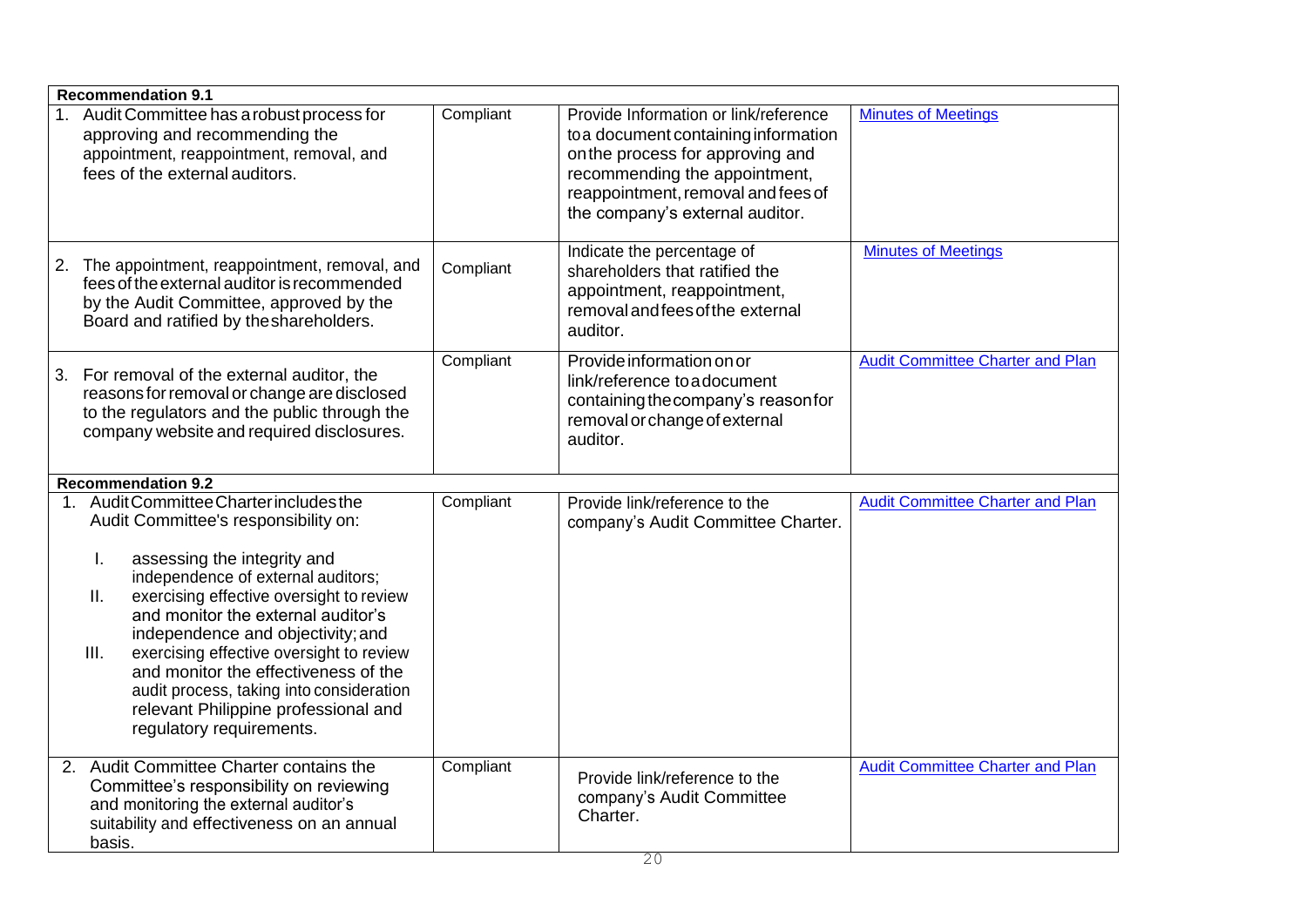| | | | |
|---|---|---|---|
| **Recommendation 9.1** | | | |
| 1. Audit Committee has a robust process for approving and recommending the appointment, reappointment, removal, and fees of the external auditors. | Compliant | Provide Information or link/reference to a document containing information on the process for approving and recommending the appointment, reappointment, removal and fees of the company's external auditor. | [Minutes of Meetings] |
| 2. The appointment, reappointment, removal, and fees of the external auditor is recommended by the Audit Committee, approved by the Board and ratified by the shareholders. | Compliant | Indicate the percentage of shareholders that ratified the appointment, reappointment, removal and fees of the external auditor. | [Minutes of Meetings] |
| 3. For removal of the external auditor, the reasons for removal or change are disclosed to the regulators and the public through the company website and required disclosures. | Compliant | Provide information on or link/reference to a document containing the company's reason for removal or change of external auditor. | [Audit Committee Charter and Plan] |
| **Recommendation 9.2** | | | |
| 1. Audit Committee Charter includes the Audit Committee's responsibility on:<br><br>I. assessing the integrity and independence of external auditors;<br>II. exercising effective oversight to review and monitor the external auditor's independence and objectivity; and<br>III. exercising effective oversight to review and monitor the effectiveness of the audit process, taking into consideration relevant Philippine professional and regulatory requirements. | Compliant | Provide link/reference to the company's Audit Committee Charter. | [Audit Committee Charter and Plan] |
| 2. Audit Committee Charter contains the Committee's responsibility on reviewing and monitoring the external auditor's suitability and effectiveness on an annual basis. | Compliant | Provide link/reference to the company's Audit Committee Charter. | [Audit Committee Charter and Plan] |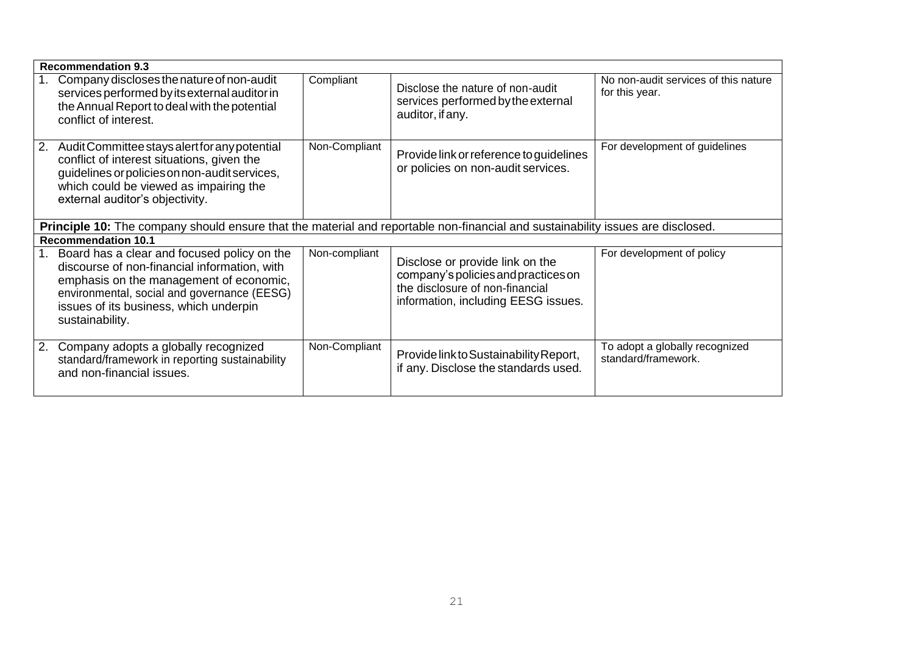| | | | |
|---|---|---|---|
| **Recommendation 9.3** | | | |
| 1. Company discloses the nature of non-audit services performed by its external auditor in the Annual Report to deal with the potential conflict of interest. | Compliant | Disclose the nature of non-audit services performed by the external auditor, if any. | No non-audit services of this nature for this year. |
| 2. Audit Committee stays alert for any potential conflict of interest situations, given the guidelines or policies on non-audit services, which could be viewed as impairing the external auditor's objectivity. | Non-Compliant | Provide link or reference to guidelines or policies on non-audit services. | For development of guidelines |
| **Principle 10:** The company should ensure that the material and reportable non-financial and sustainability issues are disclosed. | | | |
| **Recommendation 10.1** | | | |
| 1. Board has a clear and focused policy on the discourse of non-financial information, with emphasis on the management of economic, environmental, social and governance (EESG) issues of its business, which underpin sustainability. | Non-compliant | Disclose or provide link on the company's policies and practices on the disclosure of non-financial information, including EESG issues. | For development of policy |
| 2. Company adopts a globally recognized standard/framework in reporting sustainability and non-financial issues. | Non-Compliant | Provide link to Sustainability Report, if any. Disclose the standards used. | To adopt a globally recognized standard/framework. |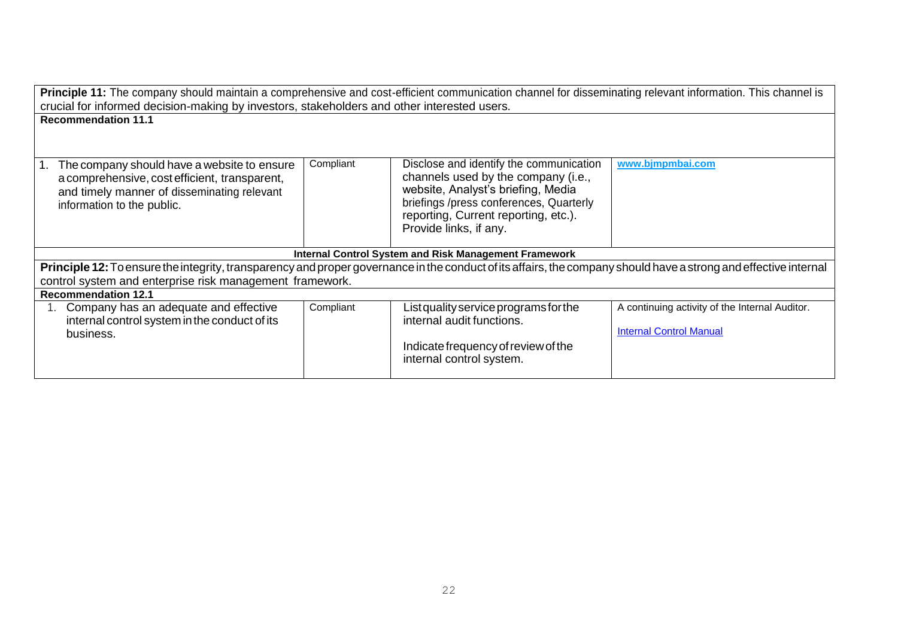| | | | |
|---|---|---|---|
| **Principle 11:** The company should maintain a comprehensive and cost-efficient communication channel for disseminating relevant information. This channel is crucial for informed decision-making by investors, stakeholders and other interested users. | | | |
| **Recommendation 11.1** | | | |
| 1. The company should have a website to ensure a comprehensive, cost efficient, transparent, and timely manner of disseminating relevant information to the public. | Compliant | Disclose and identify the communication channels used by the company (i.e., website, Analyst's briefing, Media briefings /press conferences, Quarterly reporting, Current reporting, etc.). Provide links, if any. | **www.bjmpmbai.com** |
| **Internal Control System and Risk Management Framework** | | | |
| **Principle 12:** To ensure the integrity, transparency and proper governance in the conduct of its affairs, the company should have a strong and effective internal control system and enterprise risk management framework. | | | |
| **Recommendation 12.1** | | | |
| 1. Company has an adequate and effective internal control system in the conduct of its business. | Compliant | List quality service programs for the internal audit functions.<br><br>Indicate frequency of review of the internal control system. | A continuing activity of the Internal Auditor.<br><br>Internal Control Manual |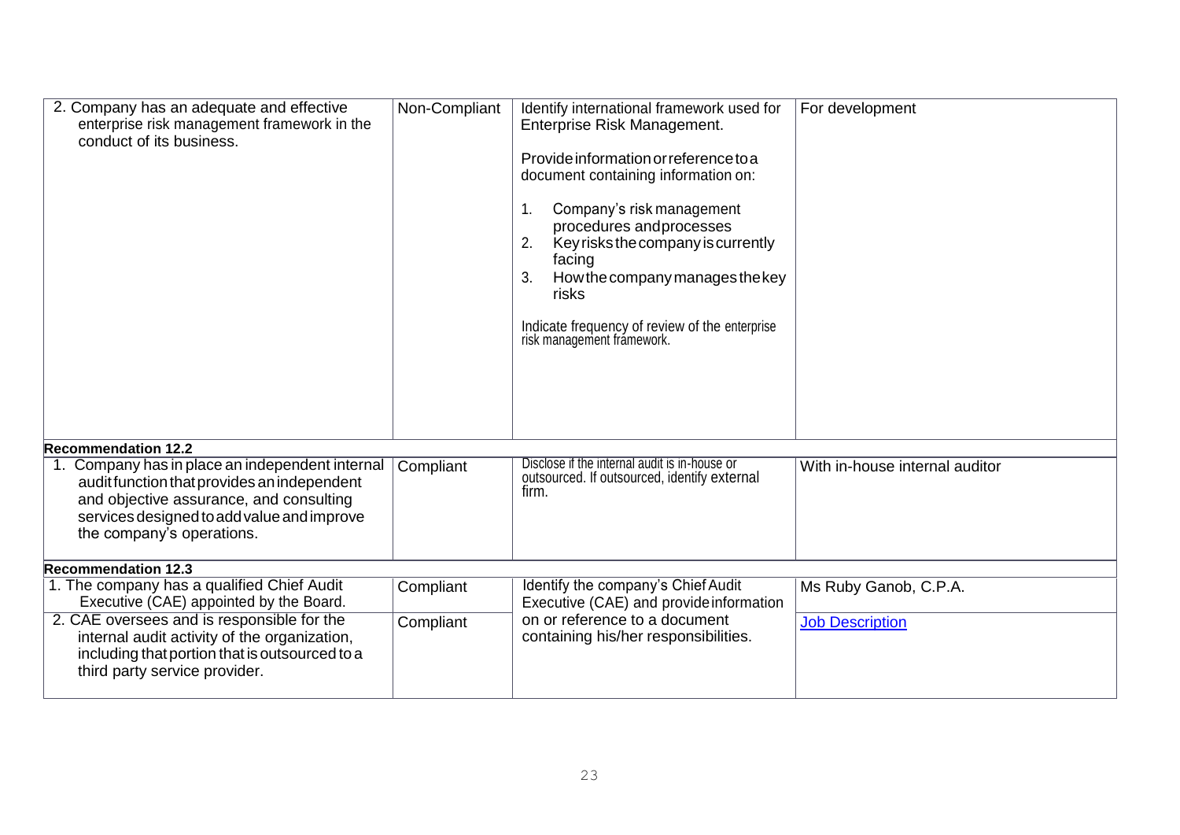| | | | |
|---|---|---|---|
| 2. Company has an adequate and effective enterprise risk management framework in the conduct of its business. | Non-Compliant | Identify international framework used for Enterprise Risk Management.<br><br>Provide information or reference to a document containing information on:<br><br>1. Company's risk management procedures and processes<br>2. Key risks the company is currently facing<br>3. How the company manages the key risks<br><br>Indicate frequency of review of the enterprise risk management framework. | For development |
| **Recommendation 12.2** | | | |
| 1. Company has in place an independent internal audit function that provides an independent and objective assurance, and consulting services designed to add value and improve the company's operations. | Compliant | Disclose if the internal audit is in-house or outsourced. If outsourced, identify external firm. | With in-house internal auditor |
| **Recommendation 12.3** | | | |
| 1. The company has a qualified Chief Audit Executive (CAE) appointed by the Board. | Compliant | Identify the company's Chief Audit Executive (CAE) and provide information on or reference to a document containing his/her responsibilities. | Ms Ruby Ganob, C.P.A. |
| 2. CAE oversees and is responsible for the internal audit activity of the organization, including that portion that is outsourced to a third party service provider. | Compliant | | [Job Description] |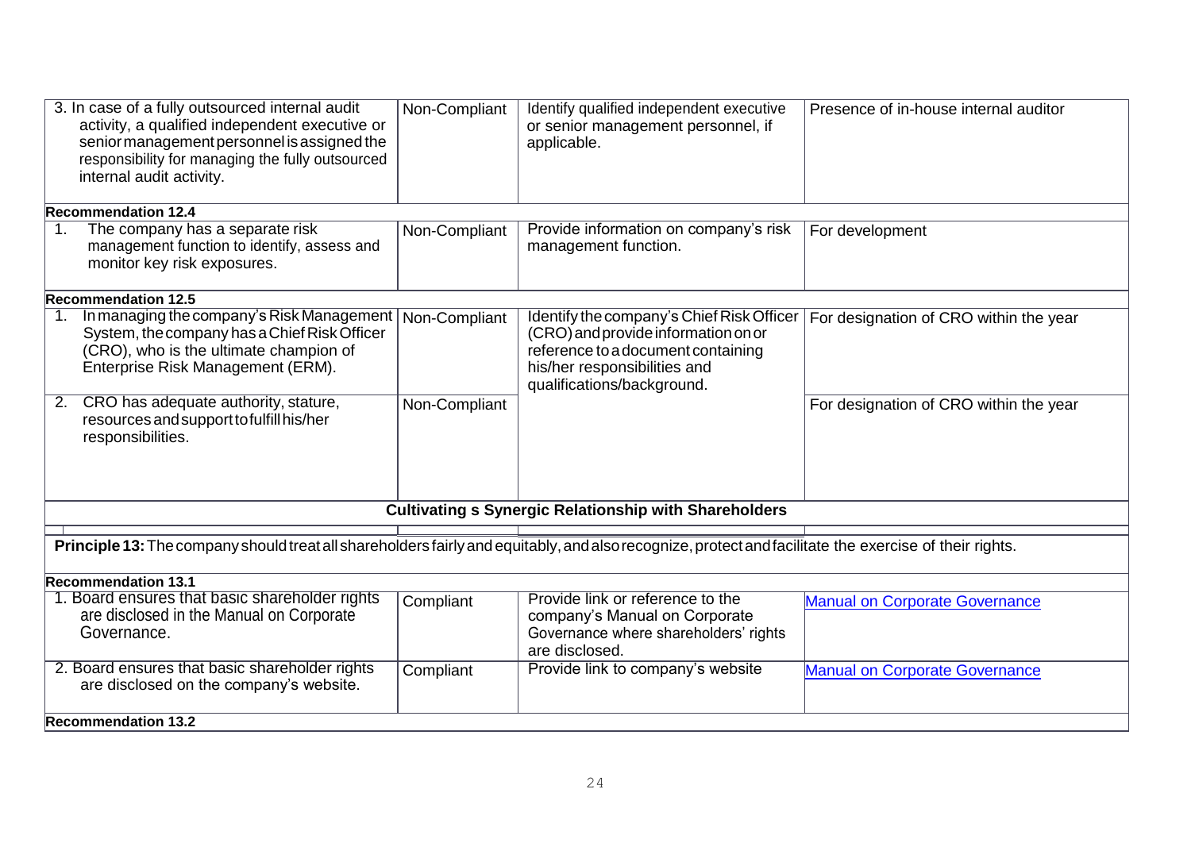| | | | |
|---|---|---|---|
| 3. In case of a fully outsourced internal audit activity, a qualified independent executive or senior management personnel is assigned the responsibility for managing the fully outsourced internal audit activity. | Non-Compliant | Identify qualified independent executive or senior management personnel, if applicable. | Presence of in-house internal auditor |
| **Recommendation 12.4** | | | |
| 1. The company has a separate risk management function to identify, assess and monitor key risk exposures. | Non-Compliant | Provide information on company's risk management function. | For development |
| **Recommendation 12.5** | | | |
| 1. In managing the company's Risk Management System, the company has a Chief Risk Officer (CRO), who is the ultimate champion of Enterprise Risk Management (ERM). | Non-Compliant | Identify the company's Chief Risk Officer (CRO) and provide information on or reference to a document containing his/her responsibilities and qualifications/background. | For designation of CRO within the year |
| 2. CRO has adequate authority, stature, resources and support to fulfill his/her responsibilities. | Non-Compliant | | For designation of CRO within the year |
| **Cultivating s Synergic Relationship with Shareholders** | | | |
| **Principle 13:** The company should treat all shareholders fairly and equitably, and also recognize, protect and facilitate the exercise of their rights. | | | |
| **Recommendation 13.1** | | | |
| 1. Board ensures that basic shareholder rights are disclosed in the Manual on Corporate Governance. | Compliant | Provide link or reference to the company's Manual on Corporate Governance where shareholders' rights are disclosed. | Manual on Corporate Governance |
| 2. Board ensures that basic shareholder rights are disclosed on the company's website. | Compliant | Provide link to company's website | Manual on Corporate Governance |
| **Recommendation 13.2** | | | |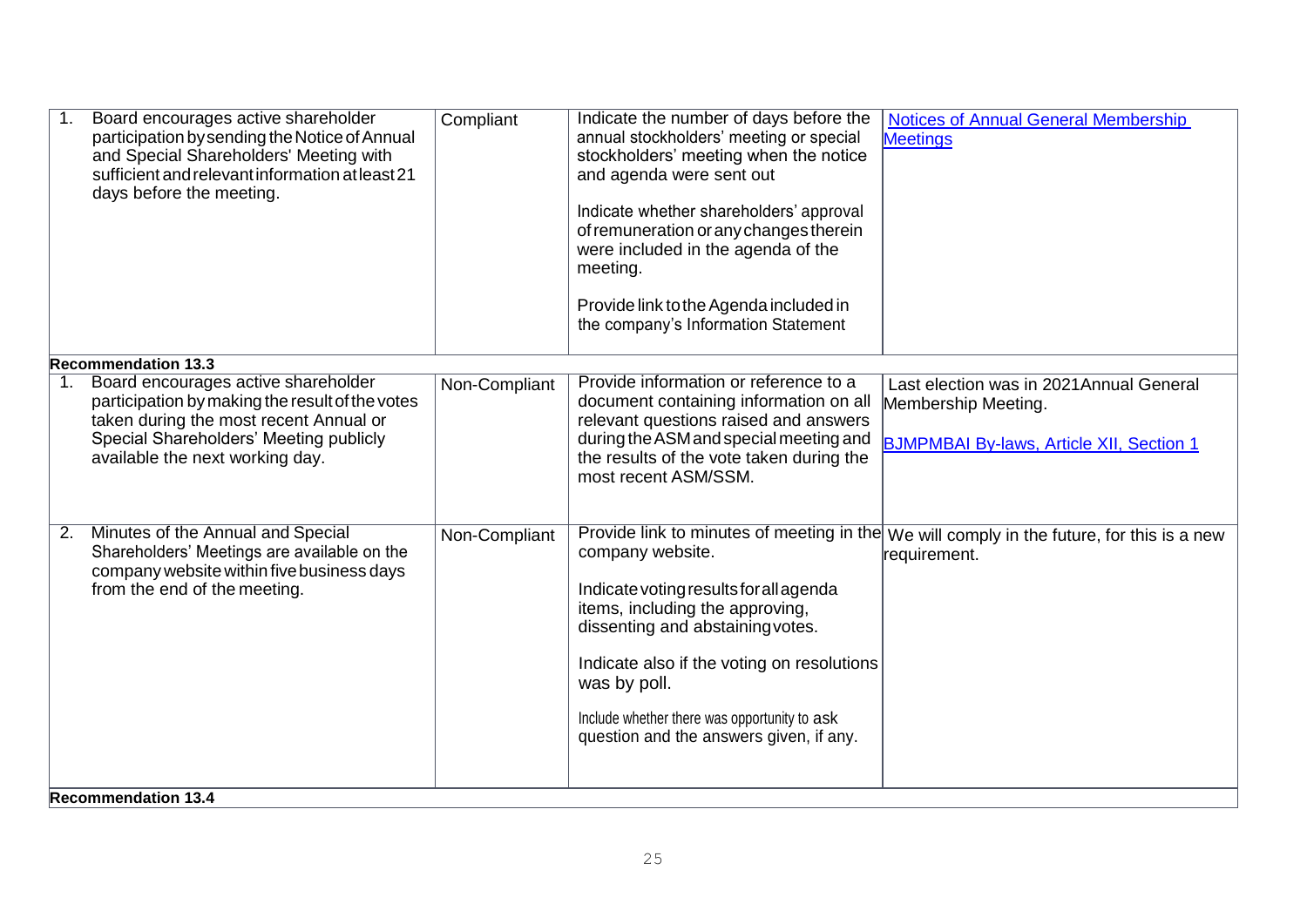| | | | |
|---|---|---|---|
| 1. Board encourages active shareholder participation by sending the Notice of Annual and Special Shareholders' Meeting with sufficient and relevant information at least 21 days before the meeting. | Compliant | Indicate the number of days before the annual stockholders' meeting or special stockholders' meeting when the notice and agenda were sent out<br><br>Indicate whether shareholders' approval of remuneration or any changes therein were included in the agenda of the meeting.<br><br>Provide link to the Agenda included in the company's Information Statement | Notices of Annual General Membership Meetings |
| **Recommendation 13.3** | | | |
| 1. Board encourages active shareholder participation by making the result of the votes taken during the most recent Annual or Special Shareholders' Meeting publicly available the next working day. | Non-Compliant | Provide information or reference to a document containing information on all relevant questions raised and answers during the ASM and special meeting and the results of the vote taken during the most recent ASM/SSM. | Last election was in 2021Annual General Membership Meeting.<br><br>BJMPMBAI By-laws, Article XII, Section 1 |
| 2. Minutes of the Annual and Special Shareholders' Meetings are available on the company website within five business days from the end of the meeting. | Non-Compliant | Provide link to minutes of meeting in the company website.<br><br>Indicate voting results for all agenda items, including the approving, dissenting and abstaining votes.<br><br>Indicate also if the voting on resolutions was by poll.<br><br>Include whether there was opportunity to ask question and the answers given, if any. | We will comply in the future, for this is a new requirement. |
| **Recommendation 13.4** | | | |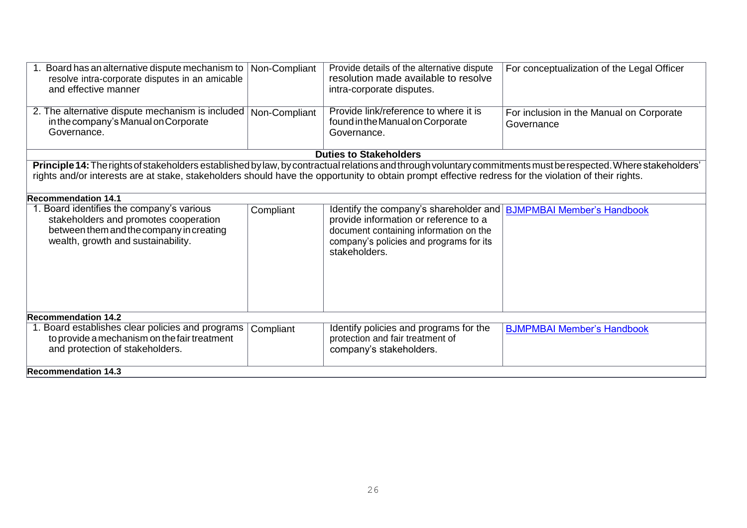| | | | |
|---|---|---|---|
| 1. Board has an alternative dispute mechanism to resolve intra-corporate disputes in an amicable and effective manner | Non-Compliant | Provide details of the alternative dispute resolution made available to resolve intra-corporate disputes. | For conceptualization of the Legal Officer |
| 2. The alternative dispute mechanism is included in the company's Manual on Corporate Governance. | Non-Compliant | Provide link/reference to where it is found in the Manual on Corporate Governance. | For inclusion in the Manual on Corporate Governance |
| **Duties to Stakeholders** | | | |
| **Principle 14:** The rights of stakeholders established by law, by contractual relations and through voluntary commitments must be respected. Where stakeholders' rights and/or interests are at stake, stakeholders should have the opportunity to obtain prompt effective redress for the violation of their rights. | | | |
| **Recommendation 14.1** | | | |
| 1. Board identifies the company's various stakeholders and promotes cooperation between them and the company in creating wealth, growth and sustainability. | Compliant | Identify the company's shareholder and provide information or reference to a document containing information on the company's policies and programs for its stakeholders. | BJMPMBAI Member's Handbook |
| **Recommendation 14.2** | | | |
| 1. Board establishes clear policies and programs to provide a mechanism on the fair treatment and protection of stakeholders. | Compliant | Identify policies and programs for the protection and fair treatment of company's stakeholders. | BJMPMBAI Member's Handbook |
| **Recommendation 14.3** | | | |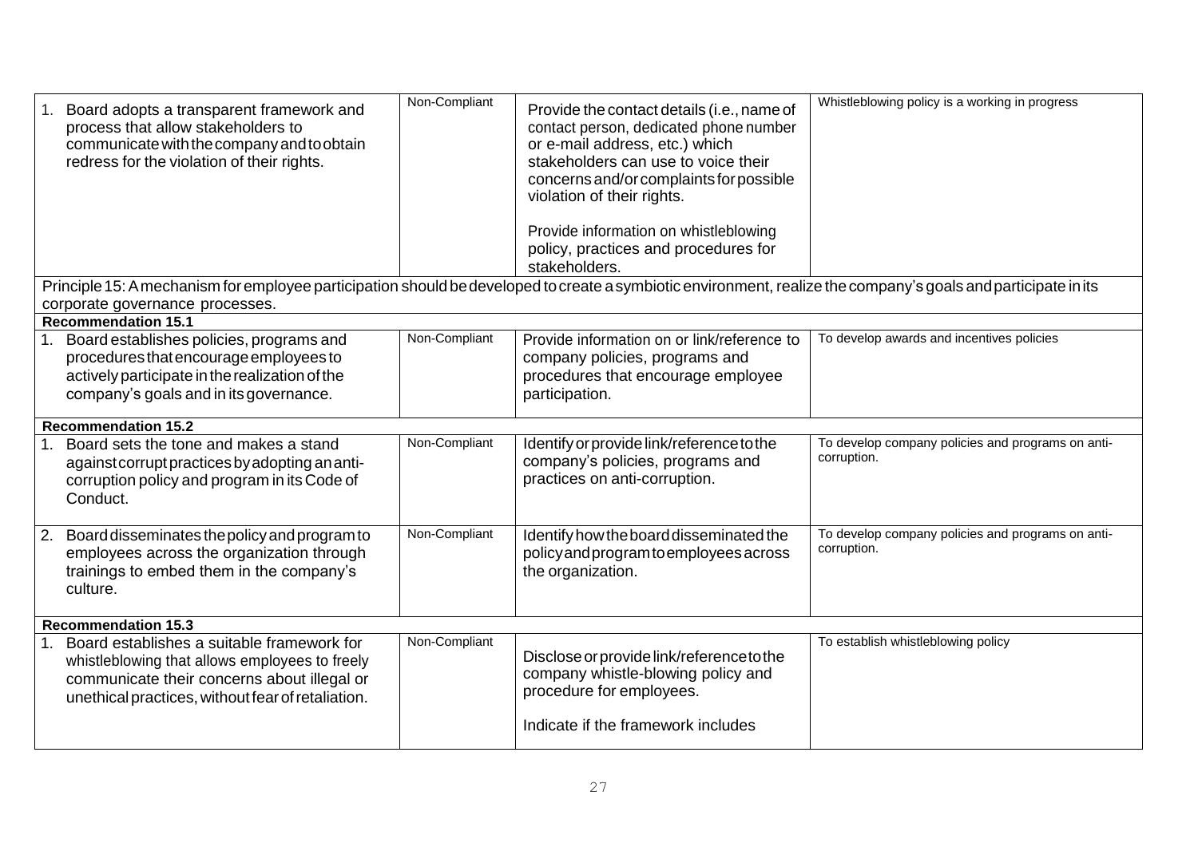| | | | |
|---|---|---|---|
| 1. Board adopts a transparent framework and process that allow stakeholders to communicate with the company and to obtain redress for the violation of their rights. | Non-Compliant | Provide the contact details (i.e., name of contact person, dedicated phone number or e-mail address, etc.) which stakeholders can use to voice their concerns and/or complaints for possible violation of their rights.<br><br>Provide information on whistleblowing policy, practices and procedures for stakeholders. | Whistleblowing policy is a working in progress |
| Principle 15: A mechanism for employee participation should be developed to create a symbiotic environment, realize the company's goals and participate in its corporate governance processes. | | | |
| **Recommendation 15.1** | | | |
| 1. Board establishes policies, programs and procedures that encourage employees to actively participate in the realization of the company's goals and in its governance. | Non-Compliant | Provide information on or link/reference to company policies, programs and procedures that encourage employee participation. | To develop awards and incentives policies |
| **Recommendation 15.2** | | | |
| 1. Board sets the tone and makes a stand against corrupt practices by adopting an anti-corruption policy and program in its Code of Conduct. | Non-Compliant | Identify or provide link/reference to the company's policies, programs and practices on anti-corruption. | To develop company policies and programs on anti-corruption. |
| 2. Board disseminates the policy and program to employees across the organization through trainings to embed them in the company's culture. | Non-Compliant | Identify how the board disseminated the policy and program to employees across the organization. | To develop company policies and programs on anti-corruption. |
| **Recommendation 15.3** | | | |
| 1. Board establishes a suitable framework for whistleblowing that allows employees to freely communicate their concerns about illegal or unethical practices, without fear of retaliation. | Non-Compliant | Disclose or provide link/reference to the company whistle-blowing policy and procedure for employees.<br><br>Indicate if the framework includes | To establish whistleblowing policy |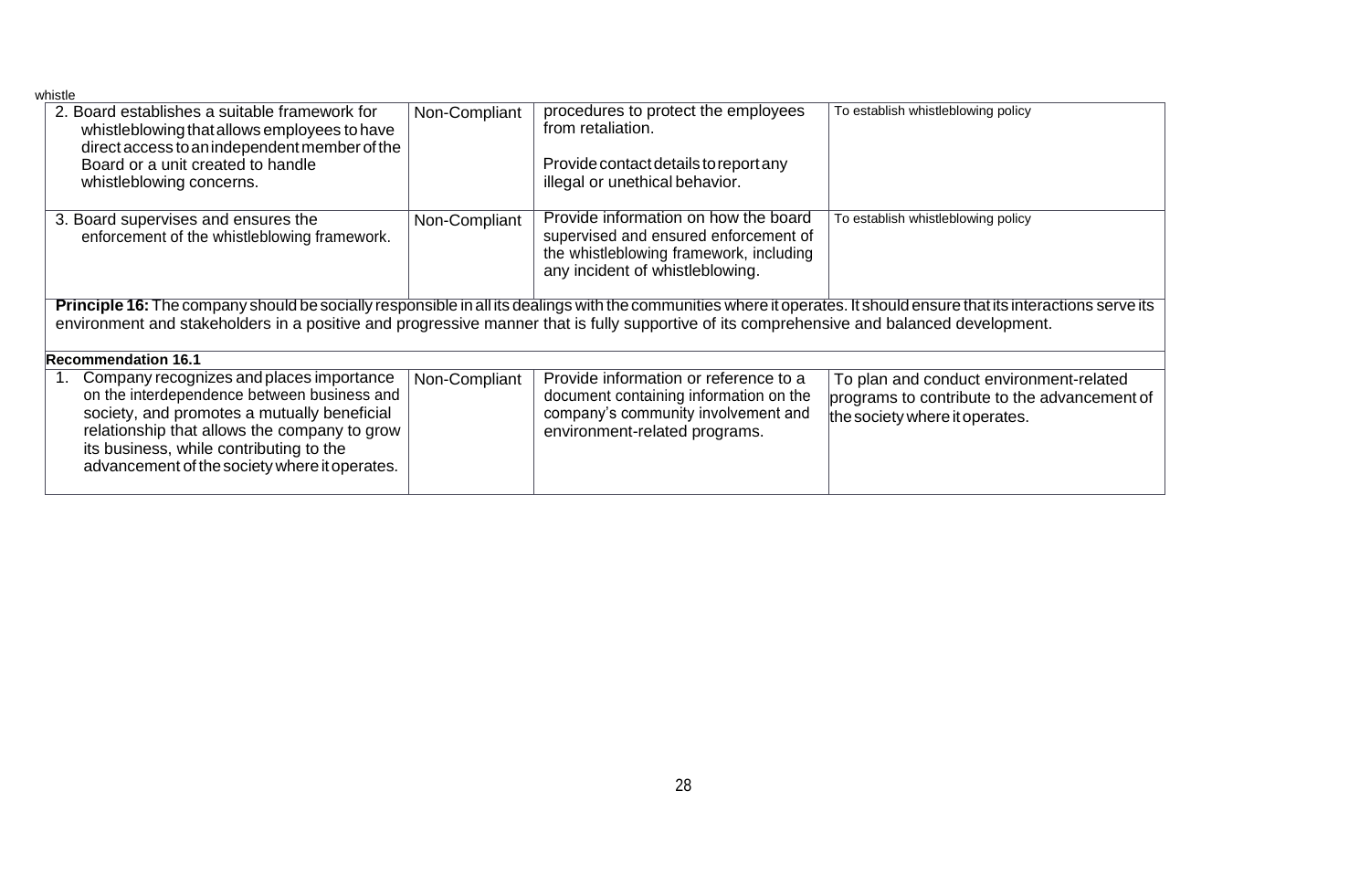whistle

| | | | |
|---|---|---|---|
| 2. Board establishes a suitable framework for whistleblowing that allows employees to have direct access to an independent member of the Board or a unit created to handle whistleblowing concerns. | Non-Compliant | procedures to protect the employees from retaliation.<br><br>Provide contact details to report any illegal or unethical behavior. | To establish whistleblowing policy |
| 3. Board supervises and ensures the enforcement of the whistleblowing framework. | Non-Compliant | Provide information on how the board supervised and ensured enforcement of the whistleblowing framework, including any incident of whistleblowing. | To establish whistleblowing policy |
| **Principle 16:** The company should be socially responsible in all its dealings with the communities where it operates. It should ensure that its interactions serve its environment and stakeholders in a positive and progressive manner that is fully supportive of its comprehensive and balanced development. | | | |
| **Recommendation 16.1** | | | |
| 1. Company recognizes and places importance on the interdependence between business and society, and promotes a mutually beneficial relationship that allows the company to grow its business, while contributing to the advancement of the society where it operates. | Non-Compliant | Provide information or reference to a document containing information on the company's community involvement and environment-related programs. | To plan and conduct environment-related programs to contribute to the advancement of the society where it operates. |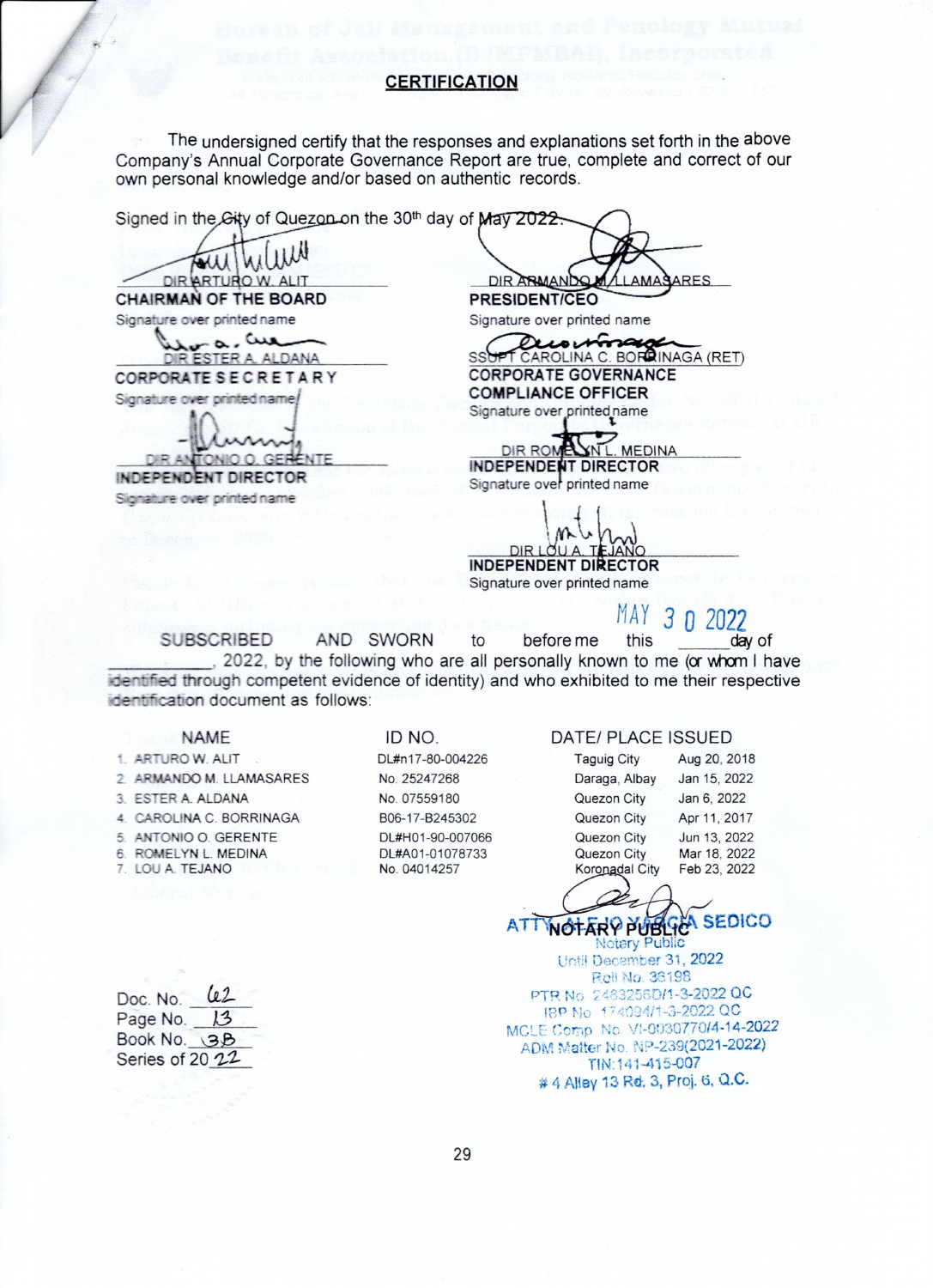## CERTIFICATION

The undersigned certify that the responses and explanations set forth in the above Company's Annual Corporate Governance Report are true, complete and correct of our own personal knowledge and/or based on authentic records.

Signed in the City of Quezon on the 30th day of May 2022.

| | |
|---|---|
| DIR ARTURO W. ALIT | DIR ARMANDO M. LLAMASARES |
| **CHAIRMAN OF THE BOARD** | **PRESIDENT/CEO** |
| Signature over printed name | Signature over printed name |
| DIR ESTER A. ALDANA | SSUPT CAROLINA C. BORRINAGA (RET) |
| **CORPORATE SECRETARY** | **CORPORATE GOVERNANCE COMPLIANCE OFFICER** |
| Signature over printed name | Signature over printed name |
| DIR ANTONIO O. GERENTE | DIR ROMELYN L. MEDINA |
| **INDEPENDENT DIRECTOR** | **INDEPENDENT DIRECTOR** |
| Signature over printed name | Signature over printed name |
| | DIR LOU A. TEJANO |
| | **INDEPENDENT DIRECTOR** |
| | Signature over printed name |

SUBSCRIBED AND SWORN to before me this MAY 30 2022 day of ________, 2022, by the following who are all personally known to me (or whom I have identified through competent evidence of identity) and who exhibited to me their respective identification document as follows:

| NAME | ID NO. | DATE/ PLACE ISSUED | |
|---|---|---|---|
| 1. ARTURO W. ALIT | DL#n17-80-004226 | Taguig City | Aug 20, 2018 |
| 2. ARMANDO M. LLAMASARES | No. 25247268 | Daraga, Albay | Jan 15, 2022 |
| 3. ESTER A. ALDANA | No. 07559180 | Quezon City | Jan 6, 2022 |
| 4. CAROLINA C. BORRINAGA | B06-17-B245302 | Quezon City | Apr 11, 2017 |
| 5. ANTONIO O. GERENTE | DL#H01-90-007066 | Quezon City | Jun 13, 2022 |
| 6. ROMELYN L. MEDINA | DL#A01-01078733 | Quezon City | Mar 18, 2022 |
| 7. LOU A. TEJANO | No. 04014257 | Koronadal City | Feb 23, 2022 |

ATTY. ALEJO YARCIA SEDICO
NOTARY PUBLIC
Notary Public
Until December 31, 2022
Roll No. 36198
PTR No. 2483256D/1-3-2022 QC
IBP No. 174094/1-3-2022 QC
MCLE Comp. No. VI-0030770/4-14-2022
ADM Matter No. NP-239(2021-2022)
TIN:141-415-007
# 4 Alley 13 Rd. 3, Proj. 6, Q.C.

Doc. No. 62
Page No. 13
Book No. 3B
Series of 2022